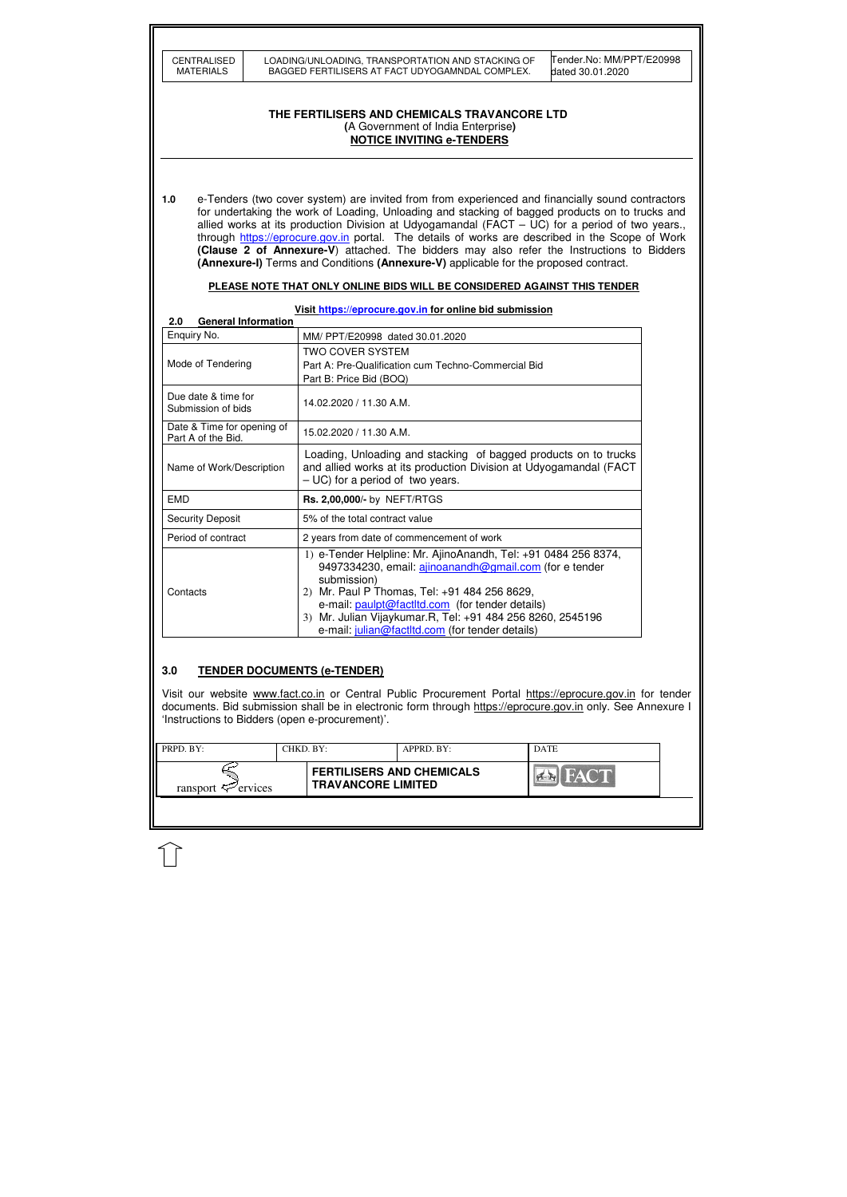# THE FERTILISERS AND CHEMICALS TRAVANCORE LTD

(A Government of India Enterprise)

## NOTICE INVITING e-TENDERS

**1.0** e-Tenders (two cover system) are invited from from experienced and financially sound contractors for undertaking the work of Loading, Unloading and stacking of bagged products on to trucks and allied works at its production Division at Udyogamandal (FACT – UC) for a period of two years., through https://eprocure.gov.in portal. The details of works are described in the Scope of Work **(Clause 2 of Annexure-V**) attached. The bidders may also refer the Instructions to Bidders **(Annexure-I)** Terms and Conditions **(Annexure-V)** applicable for the proposed contract.

**PLEASE NOTE THAT ONLY ONLINE BIDS WILL BE CONSIDERED AGAINST THIS TENDER**

**Visit https://eprocure.gov.in for online bid submission**

**2.0 General Information**

| Enquiry No. | MM/ PPT/E20998 dated 30.01.2020 |
|---|---|
| Mode of Tendering | TWO COVER SYSTEM<br>Part A: Pre-Qualification cum Techno-Commercial Bid<br>Part B: Price Bid (BOQ) |
| Due date & time for Submission of bids | 14.02.2020 / 11.30 A.M. |
| Date & Time for opening of Part A of the Bid. | 15.02.2020 / 11.30 A.M. |
| Name of Work/Description | Loading, Unloading and stacking of bagged products on to trucks and allied works at its production Division at Udyogamandal (FACT – UC) for a period of two years. |
| EMD | **Rs. 2,00,000/-** by NEFT/RTGS |
| Security Deposit | 5% of the total contract value |
| Period of contract | 2 years from date of commencement of work |
| Contacts | 1) e-Tender Helpline: Mr. AjinoAnandh, Tel: +91 0484 256 8374, 9497334230, email: ajinoanandh@gmail.com (for e tender submission)<br>2) Mr. Paul P Thomas, Tel: +91 484 256 8629, e-mail: paulpt@factltd.com (for tender details)<br>3) Mr. Julian Vijaykumar.R, Tel: +91 484 256 8260, 2545196 e-mail: julian@factltd.com (for tender details) |

## 3.0 TENDER DOCUMENTS (e-TENDER)

Visit our website www.fact.co.in or Central Public Procurement Portal https://eprocure.gov.in for tender documents. Bid submission shall be in electronic form through https://eprocure.gov.in only. See Annexure I 'Instructions to Bidders (open e-procurement)'.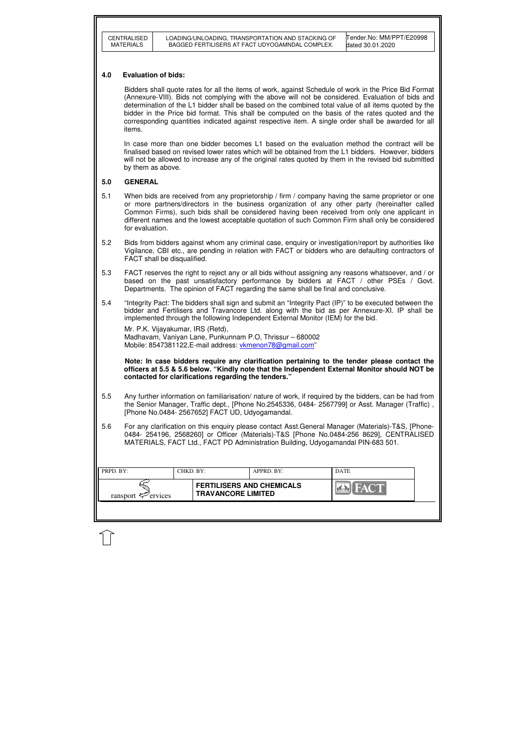## 4.0 Evaluation of bids:

Bidders shall quote rates for all the items of work, against Schedule of work in the Price Bid Format (Annexure-VIII). Bids not complying with the above will not be considered. Evaluation of bids and determination of the L1 bidder shall be based on the combined total value of all items quoted by the bidder in the Price bid format. This shall be computed on the basis of the rates quoted and the corresponding quantities indicated against respective item. A single order shall be awarded for all items.

In case more than one bidder becomes L1 based on the evaluation method the contract will be finalised based on revised lower rates which will be obtained from the L1 bidders. However, bidders will not be allowed to increase any of the original rates quoted by them in the revised bid submitted by them as above.

## 5.0 GENERAL

5.1 When bids are received from any proprietorship / firm / company having the same proprietor or one or more partners/directors in the business organization of any other party (hereinafter called Common Firms), such bids shall be considered having been received from only one applicant in different names and the lowest acceptable quotation of such Common Firm shall only be considered for evaluation.

5.2 Bids from bidders against whom any criminal case, enquiry or investigation/report by authorities like Vigilance, CBI etc., are pending in relation with FACT or bidders who are defaulting contractors of FACT shall be disqualified.

5.3 FACT reserves the right to reject any or all bids without assigning any reasons whatsoever, and / or based on the past unsatisfactory performance by bidders at FACT / other PSEs / Govt. Departments. The opinion of FACT regarding the same shall be final and conclusive.

5.4 "Integrity Pact: The bidders shall sign and submit an "Integrity Pact (IP)" to be executed between the bidder and Fertilisers and Travancore Ltd. along with the bid as per Annexure-XI. IP shall be implemented through the following Independent External Monitor (IEM) for the bid.

Mr. P.K. Vijayakumar, IRS (Retd),
Madhavam, Vaniyan Lane, Punkunnam P.O, Thrissur – 680002
Mobile: 8547381122,E-mail address: vkmenon78@gmail.com"

**Note: In case bidders require any clarification pertaining to the tender please contact the officers at 5.5 & 5.6 below. "Kindly note that the Independent External Monitor should NOT be contacted for clarifications regarding the tenders."**

5.5 Any further information on familiarisation/ nature of work, if required by the bidders, can be had from the Senior Manager, Traffic dept., [Phone No.2545336, 0484- 2567799] or Asst. Manager (Traffic) , [Phone No.0484- 2567652] FACT UD, Udyogamandal.

5.6 For any clarification on this enquiry please contact Asst.General Manager (Materials)-T&S, [Phone- 0484- 254196, 2568260] or Officer (Materials)-T&S [Phone No.0484-256 8629], CENTRALISED MATERIALS, FACT Ltd., FACT PD Administration Building, Udyogamandal PIN-683 501.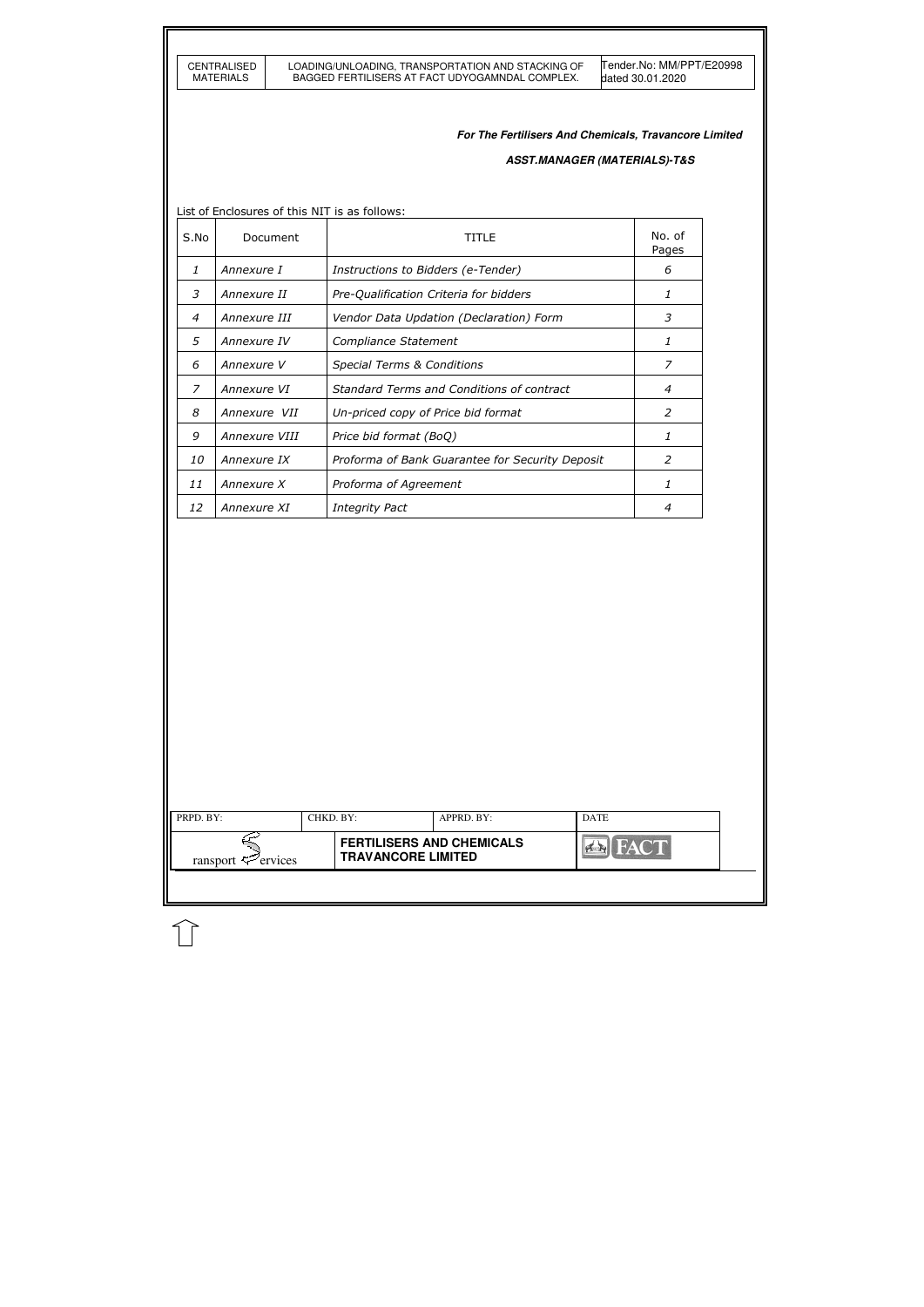**For The Fertilisers And Chemicals, Travancore Limited**

**ASST.MANAGER (MATERIALS)-T&S**

List of Enclosures of this NIT is as follows:

| S.No | Document | TITLE | No. of Pages |
|---|---|---|---|
| *1* | *Annexure I* | *Instructions to Bidders (e-Tender)* | *6* |
| *3* | *Annexure II* | *Pre-Qualification Criteria for bidders* | *1* |
| *4* | *Annexure III* | *Vendor Data Updation (Declaration) Form* | *3* |
| *5* | *Annexure IV* | *Compliance Statement* | *1* |
| *6* | *Annexure V* | *Special Terms & Conditions* | *7* |
| *7* | *Annexure VI* | *Standard Terms and Conditions of contract* | *4* |
| *8* | *Annexure VII* | *Un-priced copy of Price bid format* | *2* |
| *9* | *Annexure VIII* | *Price bid format (BoQ)* | *1* |
| *10* | *Annexure IX* | *Proforma of Bank Guarantee for Security Deposit* | *2* |
| *11* | *Annexure X* | *Proforma of Agreement* | *1* |
| *12* | *Annexure XI* | *Integrity Pact* | *4* |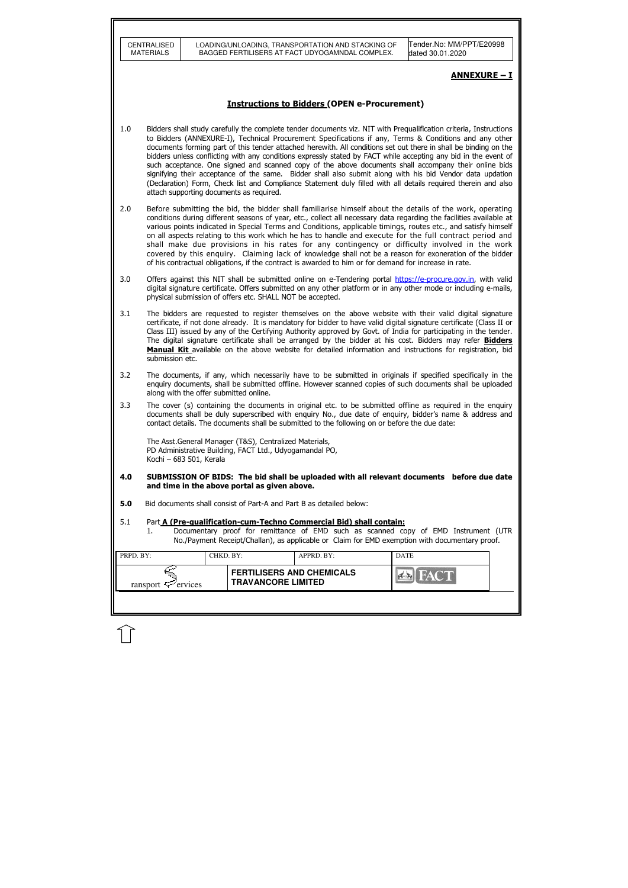## ANNEXURE – I

### Instructions to Bidders (OPEN e-Procurement)

1.0 Bidders shall study carefully the complete tender documents viz. NIT with Prequalification criteria, Instructions to Bidders (ANNEXURE-I), Technical Procurement Specifications if any, Terms & Conditions and any other documents forming part of this tender attached herewith. All conditions set out there in shall be binding on the bidders unless conflicting with any conditions expressly stated by FACT while accepting any bid in the event of such acceptance. One signed and scanned copy of the above documents shall accompany their online bids signifying their acceptance of the same. Bidder shall also submit along with his bid Vendor data updation (Declaration) Form, Check list and Compliance Statement duly filled with all details required therein and also attach supporting documents as required.

2.0 Before submitting the bid, the bidder shall familiarise himself about the details of the work, operating conditions during different seasons of year, etc., collect all necessary data regarding the facilities available at various points indicated in Special Terms and Conditions, applicable timings, routes etc., and satisfy himself on all aspects relating to this work which he has to handle and execute for the full contract period and shall make due provisions in his rates for any contingency or difficulty involved in the work covered by this enquiry. Claiming lack of knowledge shall not be a reason for exoneration of the bidder of his contractual obligations, if the contract is awarded to him or for demand for increase in rate.

3.0 Offers against this NIT shall be submitted online on e-Tendering portal https://e-procure.gov.in, with valid digital signature certificate. Offers submitted on any other platform or in any other mode or including e-mails, physical submission of offers etc. SHALL NOT be accepted.

3.1 The bidders are requested to register themselves on the above website with their valid digital signature certificate, if not done already. It is mandatory for bidder to have valid digital signature certificate (Class II or Class III) issued by any of the Certifying Authority approved by Govt. of India for participating in the tender. The digital signature certificate shall be arranged by the bidder at his cost. Bidders may refer **Bidders Manual Kit** available on the above website for detailed information and instructions for registration, bid submission etc.

3.2 The documents, if any, which necessarily have to be submitted in originals if specified specifically in the enquiry documents, shall be submitted offline. However scanned copies of such documents shall be uploaded along with the offer submitted online.

3.3 The cover (s) containing the documents in original etc. to be submitted offline as required in the enquiry documents shall be duly superscribed with enquiry No., due date of enquiry, bidder's name & address and contact details. The documents shall be submitted to the following on or before the due date:

The Asst.General Manager (T&S), Centralized Materials,
PD Administrative Building, FACT Ltd., Udyogamandal PO,
Kochi – 683 501, Kerala

**4.0 SUBMISSION OF BIDS: The bid shall be uploaded with all relevant documents before due date and time in the above portal as given above.**

**5.0** Bid documents shall consist of Part-A and Part B as detailed below:

5.1 Part **A (Pre-qualification-cum-Techno Commercial Bid) shall contain:**

1. Documentary proof for remittance of EMD such as scanned copy of EMD Instrument (UTR No./Payment Receipt/Challan), as applicable or Claim for EMD exemption with documentary proof.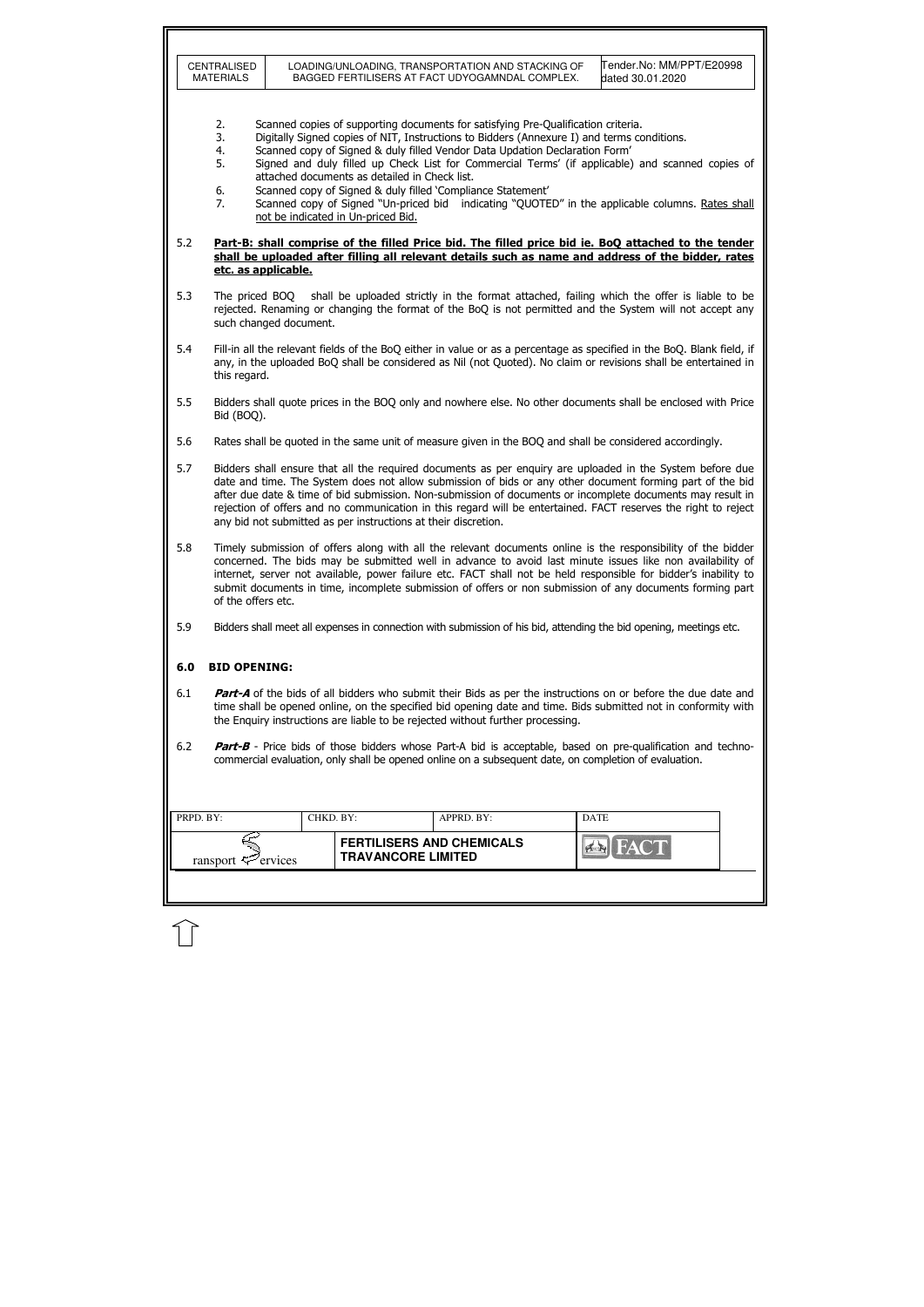2. Scanned copies of supporting documents for satisfying Pre-Qualification criteria.
3. Digitally Signed copies of NIT, Instructions to Bidders (Annexure I) and terms conditions.
4. Scanned copy of Signed & duly filled Vendor Data Updation Declaration Form'
5. Signed and duly filled up Check List for Commercial Terms' (if applicable) and scanned copies of attached documents as detailed in Check list.
6. Scanned copy of Signed & duly filled 'Compliance Statement'
7. Scanned copy of Signed "Un-priced bid indicating "QUOTED" in the applicable columns. Rates shall not be indicated in Un-priced Bid.

5.2 **Part-B: shall comprise of the filled Price bid. The filled price bid ie. BoQ attached to the tender shall be uploaded after filling all relevant details such as name and address of the bidder, rates etc. as applicable.**

5.3 The priced BOQ shall be uploaded strictly in the format attached, failing which the offer is liable to be rejected. Renaming or changing the format of the BoQ is not permitted and the System will not accept any such changed document.

5.4 Fill-in all the relevant fields of the BoQ either in value or as a percentage as specified in the BoQ. Blank field, if any, in the uploaded BoQ shall be considered as Nil (not Quoted). No claim or revisions shall be entertained in this regard.

5.5 Bidders shall quote prices in the BOQ only and nowhere else. No other documents shall be enclosed with Price Bid (BOQ).

5.6 Rates shall be quoted in the same unit of measure given in the BOQ and shall be considered accordingly.

5.7 Bidders shall ensure that all the required documents as per enquiry are uploaded in the System before due date and time. The System does not allow submission of bids or any other document forming part of the bid after due date & time of bid submission. Non-submission of documents or incomplete documents may result in rejection of offers and no communication in this regard will be entertained. FACT reserves the right to reject any bid not submitted as per instructions at their discretion.

5.8 Timely submission of offers along with all the relevant documents online is the responsibility of the bidder concerned. The bids may be submitted well in advance to avoid last minute issues like non availability of internet, server not available, power failure etc. FACT shall not be held responsible for bidder's inability to submit documents in time, incomplete submission of offers or non submission of any documents forming part of the offers etc.

5.9 Bidders shall meet all expenses in connection with submission of his bid, attending the bid opening, meetings etc.

## 6.0 BID OPENING:

6.1 ***Part-A*** of the bids of all bidders who submit their Bids as per the instructions on or before the due date and time shall be opened online, on the specified bid opening date and time. Bids submitted not in conformity with the Enquiry instructions are liable to be rejected without further processing.

6.2 ***Part-B*** - Price bids of those bidders whose Part-A bid is acceptable, based on pre-qualification and techno-commercial evaluation, only shall be opened online on a subsequent date, on completion of evaluation.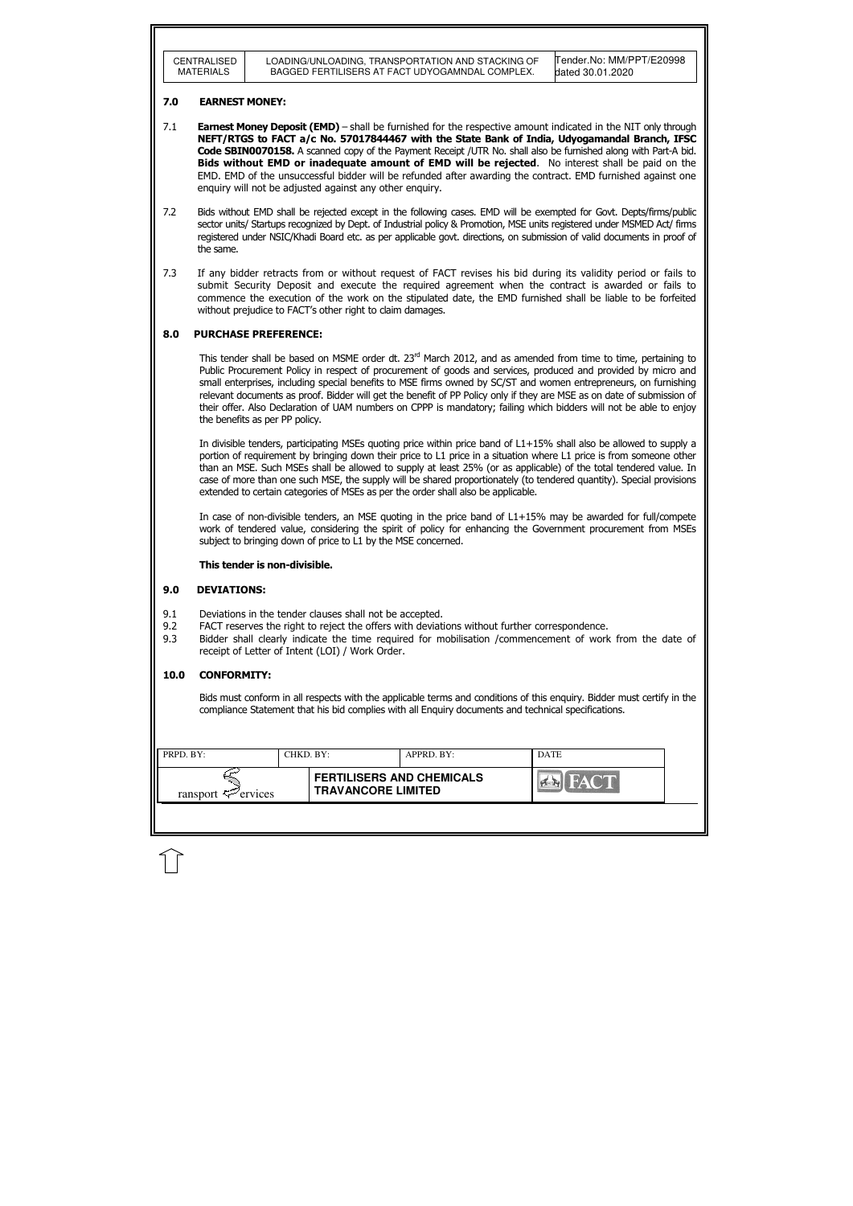## 7.0 EARNEST MONEY:

7.1 **Earnest Money Deposit (EMD)** – shall be furnished for the respective amount indicated in the NIT only through **NEFT/RTGS to FACT a/c No. 57017844467 with the State Bank of India, Udyogamandal Branch, IFSC Code SBIN0070158.** A scanned copy of the Payment Receipt /UTR No. shall also be furnished along with Part-A bid. **Bids without EMD or inadequate amount of EMD will be rejected**. No interest shall be paid on the EMD. EMD of the unsuccessful bidder will be refunded after awarding the contract. EMD furnished against one enquiry will not be adjusted against any other enquiry.

7.2 Bids without EMD shall be rejected except in the following cases. EMD will be exempted for Govt. Depts/firms/public sector units/ Startups recognized by Dept. of Industrial policy & Promotion, MSE units registered under MSMED Act/ firms registered under NSIC/Khadi Board etc. as per applicable govt. directions, on submission of valid documents in proof of the same.

7.3 If any bidder retracts from or without request of FACT revises his bid during its validity period or fails to submit Security Deposit and execute the required agreement when the contract is awarded or fails to commence the execution of the work on the stipulated date, the EMD furnished shall be liable to be forfeited without prejudice to FACT's other right to claim damages.

## 8.0 PURCHASE PREFERENCE:

This tender shall be based on MSME order dt. 23rd March 2012, and as amended from time to time, pertaining to Public Procurement Policy in respect of procurement of goods and services, produced and provided by micro and small enterprises, including special benefits to MSE firms owned by SC/ST and women entrepreneurs, on furnishing relevant documents as proof. Bidder will get the benefit of PP Policy only if they are MSE as on date of submission of their offer. Also Declaration of UAM numbers on CPPP is mandatory; failing which bidders will not be able to enjoy the benefits as per PP policy.

In divisible tenders, participating MSEs quoting price within price band of L1+15% shall also be allowed to supply a portion of requirement by bringing down their price to L1 price in a situation where L1 price is from someone other than an MSE. Such MSEs shall be allowed to supply at least 25% (or as applicable) of the total tendered value. In case of more than one such MSE, the supply will be shared proportionately (to tendered quantity). Special provisions extended to certain categories of MSEs as per the order shall also be applicable.

In case of non-divisible tenders, an MSE quoting in the price band of L1+15% may be awarded for full/compete work of tendered value, considering the spirit of policy for enhancing the Government procurement from MSEs subject to bringing down of price to L1 by the MSE concerned.

**This tender is non-divisible.**

## 9.0 DEVIATIONS:

9.1 Deviations in the tender clauses shall not be accepted.

9.2 FACT reserves the right to reject the offers with deviations without further correspondence.

9.3 Bidder shall clearly indicate the time required for mobilisation /commencement of work from the date of receipt of Letter of Intent (LOI) / Work Order.

## 10.0 CONFORMITY:

Bids must conform in all respects with the applicable terms and conditions of this enquiry. Bidder must certify in the compliance Statement that his bid complies with all Enquiry documents and technical specifications.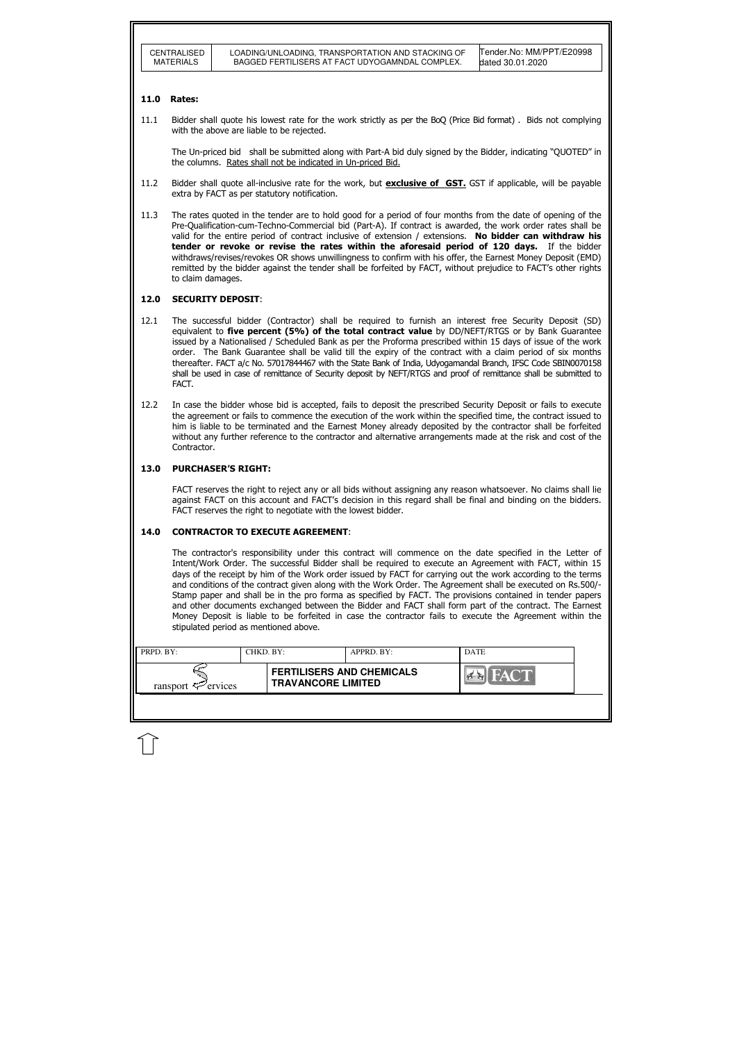## 11.0 Rates:

11.1 Bidder shall quote his lowest rate for the work strictly as per the BoQ (Price Bid format) . Bids not complying with the above are liable to be rejected.

The Un-priced bid shall be submitted along with Part-A bid duly signed by the Bidder, indicating "QUOTED" in the columns. Rates shall not be indicated in Un-priced Bid.

11.2 Bidder shall quote all-inclusive rate for the work, but **exclusive of GST.** GST if applicable, will be payable extra by FACT as per statutory notification.

11.3 The rates quoted in the tender are to hold good for a period of four months from the date of opening of the Pre-Qualification-cum-Techno-Commercial bid (Part-A). If contract is awarded, the work order rates shall be valid for the entire period of contract inclusive of extension / extensions. **No bidder can withdraw his tender or revoke or revise the rates within the aforesaid period of 120 days.** If the bidder withdraws/revises/revokes OR shows unwillingness to confirm with his offer, the Earnest Money Deposit (EMD) remitted by the bidder against the tender shall be forfeited by FACT, without prejudice to FACT's other rights to claim damages.

## 12.0 SECURITY DEPOSIT:

12.1 The successful bidder (Contractor) shall be required to furnish an interest free Security Deposit (SD) equivalent to **five percent (5%) of the total contract value** by DD/NEFT/RTGS or by Bank Guarantee issued by a Nationalised / Scheduled Bank as per the Proforma prescribed within 15 days of issue of the work order. The Bank Guarantee shall be valid till the expiry of the contract with a claim period of six months thereafter. FACT a/c No. 57017844467 with the State Bank of India, Udyogamandal Branch, IFSC Code SBIN0070158 shall be used in case of remittance of Security deposit by NEFT/RTGS and proof of remittance shall be submitted to FACT.

12.2 In case the bidder whose bid is accepted, fails to deposit the prescribed Security Deposit or fails to execute the agreement or fails to commence the execution of the work within the specified time, the contract issued to him is liable to be terminated and the Earnest Money already deposited by the contractor shall be forfeited without any further reference to the contractor and alternative arrangements made at the risk and cost of the Contractor.

## 13.0 PURCHASER'S RIGHT:

FACT reserves the right to reject any or all bids without assigning any reason whatsoever. No claims shall lie against FACT on this account and FACT's decision in this regard shall be final and binding on the bidders. FACT reserves the right to negotiate with the lowest bidder.

## 14.0 CONTRACTOR TO EXECUTE AGREEMENT:

The contractor's responsibility under this contract will commence on the date specified in the Letter of Intent/Work Order. The successful Bidder shall be required to execute an Agreement with FACT, within 15 days of the receipt by him of the Work order issued by FACT for carrying out the work according to the terms and conditions of the contract given along with the Work Order. The Agreement shall be executed on Rs.500/- Stamp paper and shall be in the pro forma as specified by FACT. The provisions contained in tender papers and other documents exchanged between the Bidder and FACT shall form part of the contract. The Earnest Money Deposit is liable to be forfeited in case the contractor fails to execute the Agreement within the stipulated period as mentioned above.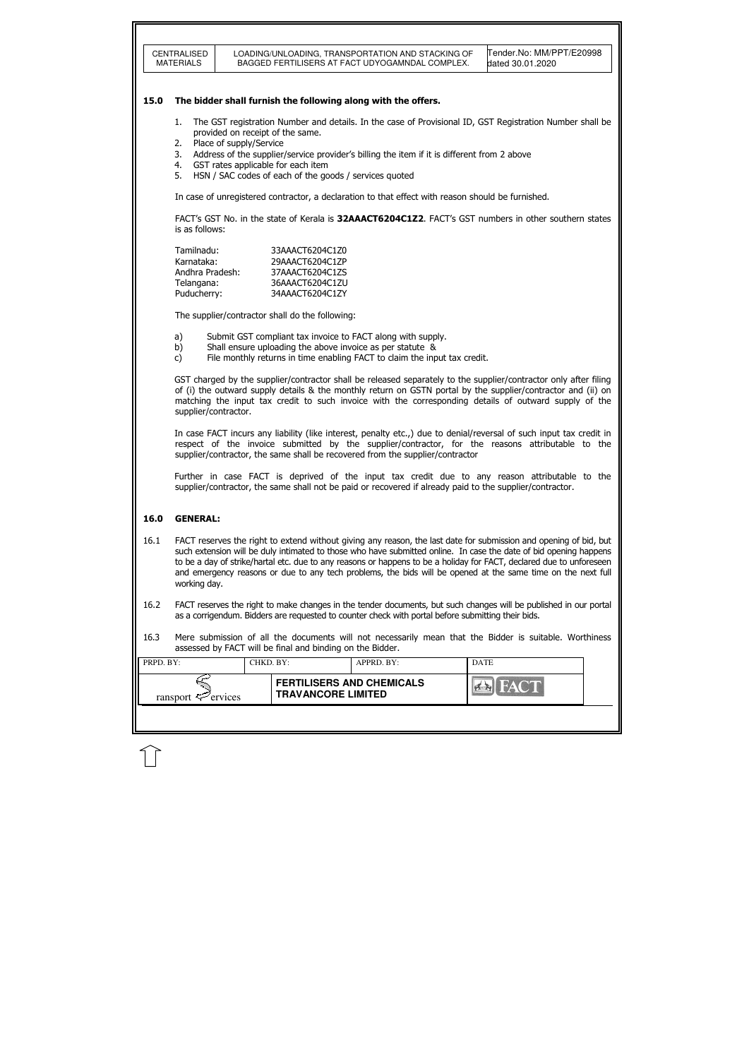## 15.0 The bidder shall furnish the following along with the offers.

1. The GST registration Number and details. In the case of Provisional ID, GST Registration Number shall be provided on receipt of the same.
2. Place of supply/Service
3. Address of the supplier/service provider's billing the item if it is different from 2 above
4. GST rates applicable for each item
5. HSN / SAC codes of each of the goods / services quoted

In case of unregistered contractor, a declaration to that effect with reason should be furnished.

FACT's GST No. in the state of Kerala is **32AAACT6204C1Z2**. FACT's GST numbers in other southern states is as follows:

| | |
|---|---|
| Tamilnadu: | 33AAACT6204C1Z0 |
| Karnataka: | 29AAACT6204C1ZP |
| Andhra Pradesh: | 37AAACT6204C1ZS |
| Telangana: | 36AAACT6204C1ZU |
| Puducherry: | 34AAACT6204C1ZY |

The supplier/contractor shall do the following:

a) Submit GST compliant tax invoice to FACT along with supply.
b) Shall ensure uploading the above invoice as per statute &
c) File monthly returns in time enabling FACT to claim the input tax credit.

GST charged by the supplier/contractor shall be released separately to the supplier/contractor only after filing of (i) the outward supply details & the monthly return on GSTN portal by the supplier/contractor and (ii) on matching the input tax credit to such invoice with the corresponding details of outward supply of the supplier/contractor.

In case FACT incurs any liability (like interest, penalty etc.,) due to denial/reversal of such input tax credit in respect of the invoice submitted by the supplier/contractor, for the reasons attributable to the supplier/contractor, the same shall be recovered from the supplier/contractor

Further in case FACT is deprived of the input tax credit due to any reason attributable to the supplier/contractor, the same shall not be paid or recovered if already paid to the supplier/contractor.

## 16.0 GENERAL:

16.1 FACT reserves the right to extend without giving any reason, the last date for submission and opening of bid, but such extension will be duly intimated to those who have submitted online. In case the date of bid opening happens to be a day of strike/hartal etc. due to any reasons or happens to be a holiday for FACT, declared due to unforeseen and emergency reasons or due to any tech problems, the bids will be opened at the same time on the next full working day.

16.2 FACT reserves the right to make changes in the tender documents, but such changes will be published in our portal as a corrigendum. Bidders are requested to counter check with portal before submitting their bids.

16.3 Mere submission of all the documents will not necessarily mean that the Bidder is suitable. Worthiness assessed by FACT will be final and binding on the Bidder.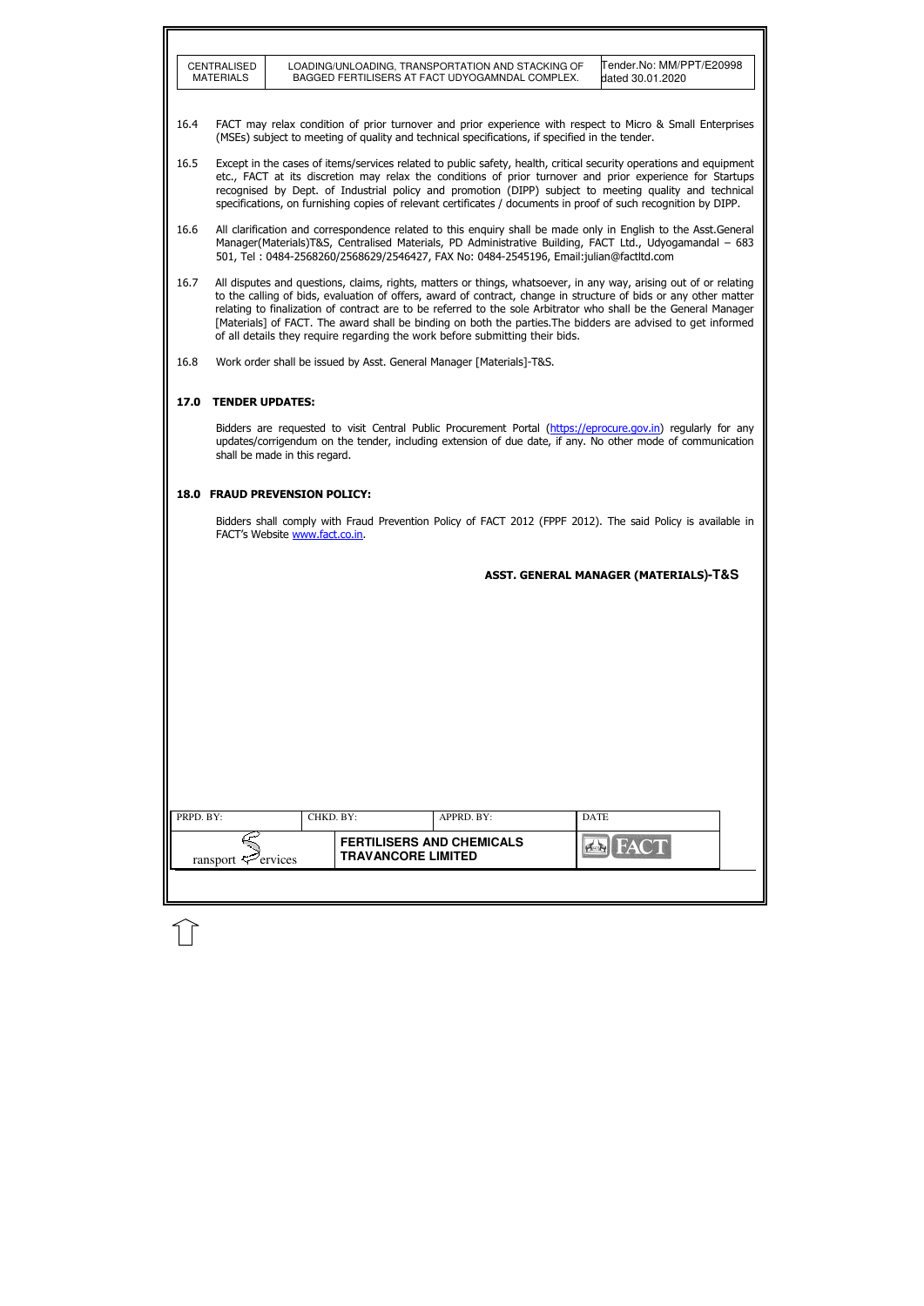16.4 FACT may relax condition of prior turnover and prior experience with respect to Micro & Small Enterprises (MSEs) subject to meeting of quality and technical specifications, if specified in the tender.

16.5 Except in the cases of items/services related to public safety, health, critical security operations and equipment etc., FACT at its discretion may relax the conditions of prior turnover and prior experience for Startups recognised by Dept. of Industrial policy and promotion (DIPP) subject to meeting quality and technical specifications, on furnishing copies of relevant certificates / documents in proof of such recognition by DIPP.

16.6 All clarification and correspondence related to this enquiry shall be made only in English to the Asst.General Manager(Materials)T&S, Centralised Materials, PD Administrative Building, FACT Ltd., Udyogamandal – 683 501, Tel : 0484-2568260/2568629/2546427, FAX No: 0484-2545196, Email:julian@factltd.com

16.7 All disputes and questions, claims, rights, matters or things, whatsoever, in any way, arising out of or relating to the calling of bids, evaluation of offers, award of contract, change in structure of bids or any other matter relating to finalization of contract are to be referred to the sole Arbitrator who shall be the General Manager [Materials] of FACT. The award shall be binding on both the parties.The bidders are advised to get informed of all details they require regarding the work before submitting their bids.

16.8 Work order shall be issued by Asst. General Manager [Materials]-T&S.

## 17.0 TENDER UPDATES:

Bidders are requested to visit Central Public Procurement Portal (https://eprocure.gov.in) regularly for any updates/corrigendum on the tender, including extension of due date, if any. No other mode of communication shall be made in this regard.

## 18.0 FRAUD PREVENSION POLICY:

Bidders shall comply with Fraud Prevention Policy of FACT 2012 (FPPF 2012). The said Policy is available in FACT's Website www.fact.co.in.

**ASST. GENERAL MANAGER (MATERIALS)-T&S**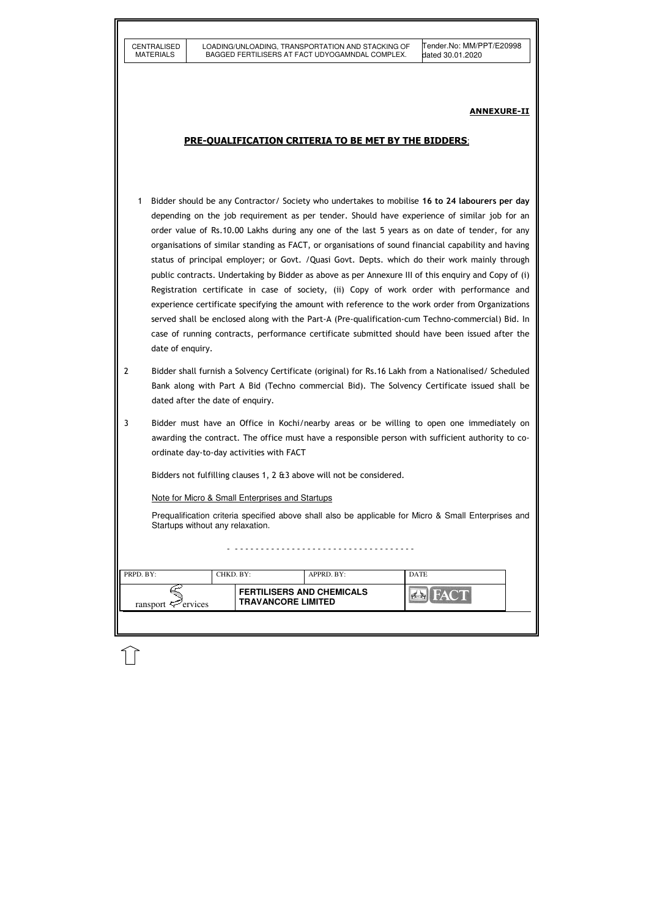## ANNEXURE-II

## PRE-QUALIFICATION CRITERIA TO BE MET BY THE BIDDERS:

1 Bidder should be any Contractor/ Society who undertakes to mobilise **16 to 24 labourers per day** depending on the job requirement as per tender. Should have experience of similar job for an order value of Rs.10.00 Lakhs during any one of the last 5 years as on date of tender, for any organisations of similar standing as FACT, or organisations of sound financial capability and having status of principal employer; or Govt. /Quasi Govt. Depts. which do their work mainly through public contracts. Undertaking by Bidder as above as per Annexure III of this enquiry and Copy of (i) Registration certificate in case of society, (ii) Copy of work order with performance and experience certificate specifying the amount with reference to the work order from Organizations served shall be enclosed along with the Part-A (Pre-qualification-cum Techno-commercial) Bid. In case of running contracts, performance certificate submitted should have been issued after the date of enquiry.

2 Bidder shall furnish a Solvency Certificate (original) for Rs.16 Lakh from a Nationalised/ Scheduled Bank along with Part A Bid (Techno commercial Bid). The Solvency Certificate issued shall be dated after the date of enquiry.

3 Bidder must have an Office in Kochi/nearby areas or be willing to open one immediately on awarding the contract. The office must have a responsible person with sufficient authority to co-ordinate day-to-day activities with FACT

Bidders not fulfilling clauses 1, 2 &3 above will not be considered.

Note for Micro & Small Enterprises and Startups

Prequalification criteria specified above shall also be applicable for Micro & Small Enterprises and Startups without any relaxation.

- - - - - - - - - - - - - - - - - - - - - - - - - - - - - - - - - - - -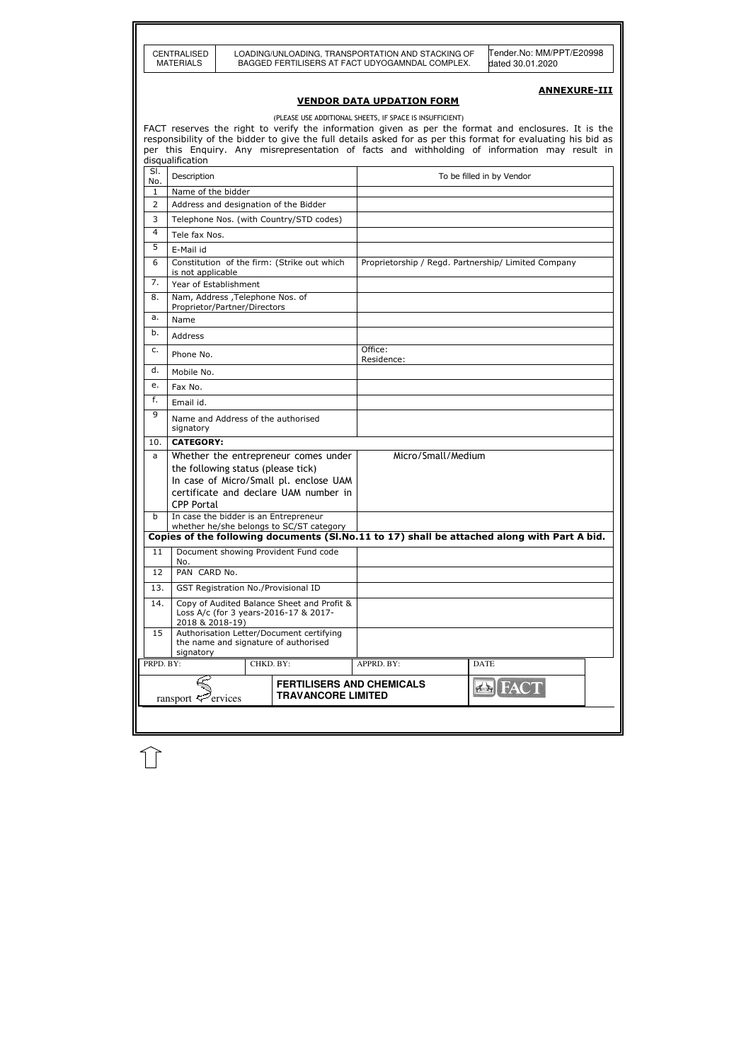## ANNEXURE-III

### VENDOR DATA UPDATION FORM

(PLEASE USE ADDITIONAL SHEETS, IF SPACE IS INSUFFICIENT)

FACT reserves the right to verify the information given as per the format and enclosures. It is the responsibility of the bidder to give the full details asked for as per this format for evaluating his bid as per this Enquiry. Any misrepresentation of facts and withholding of information may result in disqualification

| Sl. No. | Description | To be filled in by Vendor |
|---|---|---|
| 1 | Name of the bidder | |
| 2 | Address and designation of the Bidder | |
| 3 | Telephone Nos. (with Country/STD codes) | |
| 4 | Tele fax Nos. | |
| 5 | E-Mail id | |
| 6 | Constitution of the firm: (Strike out which is not applicable | Proprietorship / Regd. Partnership/ Limited Company |
| 7. | Year of Establishment | |
| 8. | Nam, Address ,Telephone Nos. of Proprietor/Partner/Directors | |
| a. | Name | |
| b. | Address | |
| c. | Phone No. | Office:<br>Residence: |
| d. | Mobile No. | |
| e. | Fax No. | |
| f. | Email id. | |
| 9 | Name and Address of the authorised signatory | |
| 10. | **CATEGORY:** | |
| a | Whether the entrepreneur comes under the following status (please tick)<br>In case of Micro/Small pl. enclose UAM certificate and declare UAM number in CPP Portal | Micro/Small/Medium |
| b | In case the bidder is an Entrepreneur whether he/she belongs to SC/ST category | |
| | **Copies of the following documents (Sl.No.11 to 17) shall be attached along with Part A bid.** | |
| 11 | Document showing Provident Fund code No. | |
| 12 | PAN CARD No. | |
| 13. | GST Registration No./Provisional ID | |
| 14. | Copy of Audited Balance Sheet and Profit & Loss A/c (for 3 years-2016-17 & 2017-2018 & 2018-19) | |
| 15 | Authorisation Letter/Document certifying the name and signature of authorised signatory | |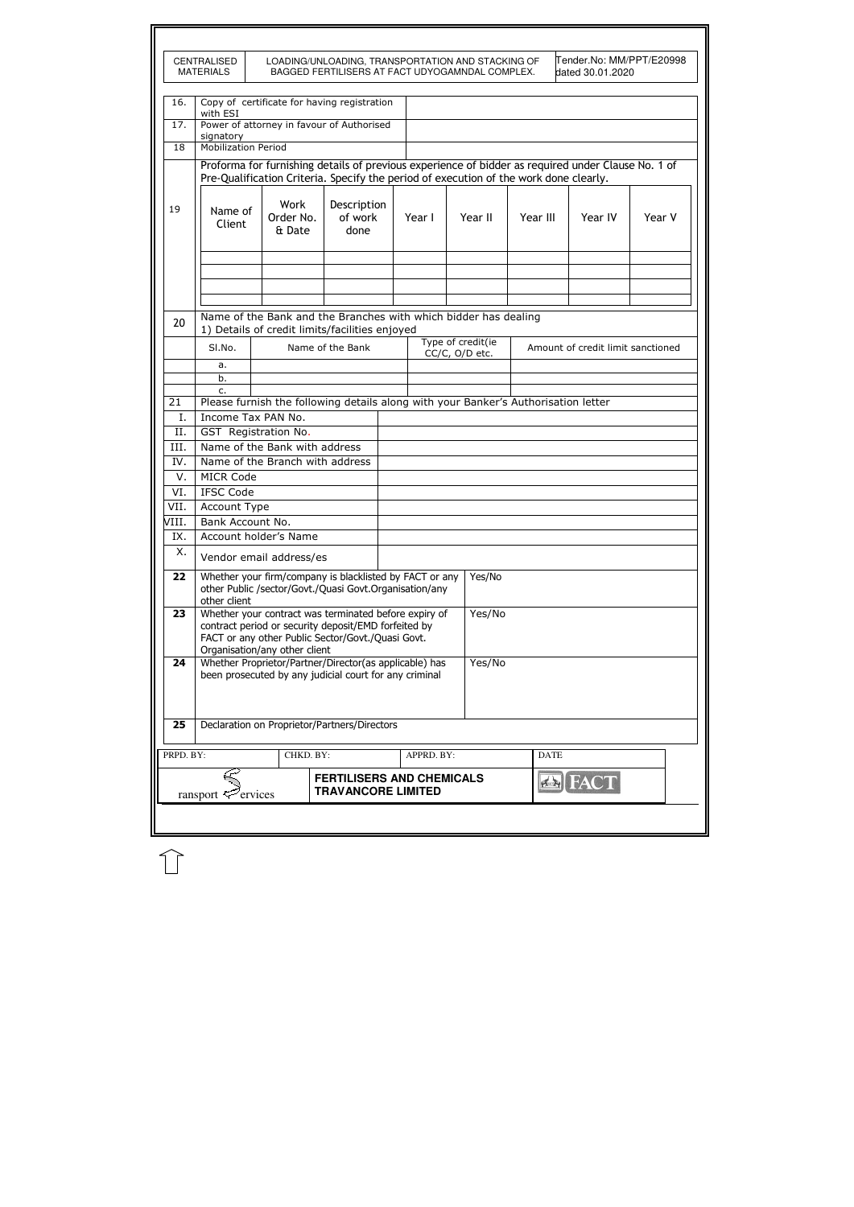| 16. | Copy of certificate for having registration with ESI | |
|---|---|---|
| 17. | Power of attorney in favour of Authorised signatory | |
| 18 | Mobilization Period | |

19. Proforma for furnishing details of previous experience of bidder as required under Clause No. 1 of Pre-Qualification Criteria. Specify the period of execution of the work done clearly.

| Name of Client | Work Order No. & Date | Description of work done | Year I | Year II | Year III | Year IV | Year V |
|---|---|---|---|---|---|---|---|
| | | | | | | | |
| | | | | | | | |
| | | | | | | | |
| | | | | | | | |

20. Name of the Bank and the Branches with which bidder has dealing
1) Details of credit limits/facilities enjoyed

| SI.No. | Name of the Bank | Type of credit(ie CC/C, O/D etc. | Amount of credit limit sanctioned |
|---|---|---|---|
| a. | | | |
| b. | | | |
| c. | | | |

21. Please furnish the following details along with your Banker's Authorisation letter

| I. | Income Tax PAN No. | |
|---|---|---|
| II. | GST Registration No. | |
| III. | Name of the Bank with address | |
| IV. | Name of the Branch with address | |
| V. | MICR Code | |
| VI. | IFSC Code | |
| VII. | Account Type | |
| VIII. | Bank Account No. | |
| IX. | Account holder's Name | |
| X. | Vendor email address/es | |

| 22 | Whether your firm/company is blacklisted by FACT or any other Public /sector/Govt./Quasi Govt.Organisation/any other client | Yes/No |
|---|---|---|
| 23 | Whether your contract was terminated before expiry of contract period or security deposit/EMD forfeited by FACT or any other Public Sector/Govt./Quasi Govt. Organisation/any other client | Yes/No |
| 24 | Whether Proprietor/Partner/Director(as applicable) has been prosecuted by any judicial court for any criminal | Yes/No |
| 25 | Declaration on Proprietor/Partners/Directors | |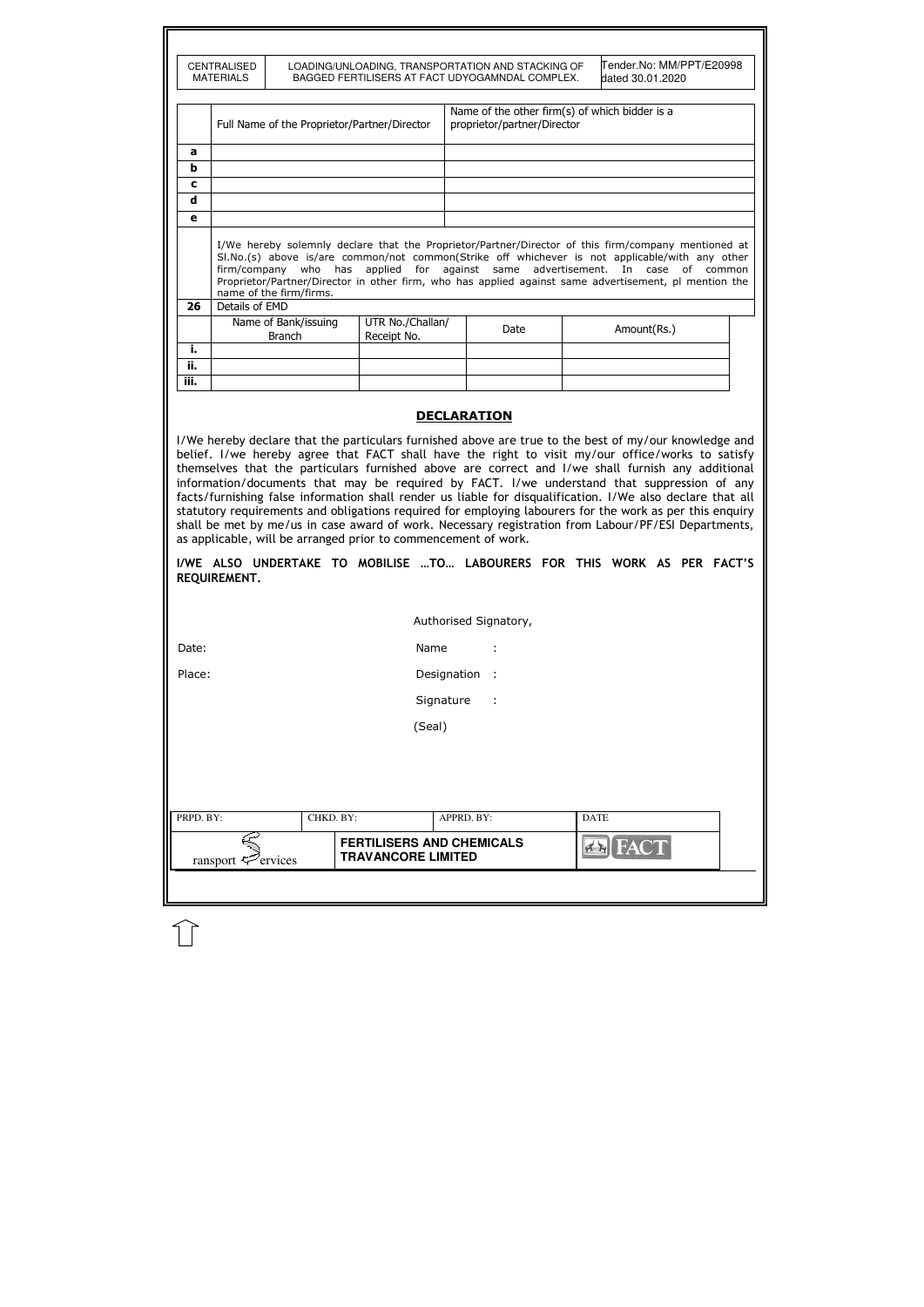| | Full Name of the Proprietor/Partner/Director | Name of the other firm(s) of which bidder is a proprietor/partner/Director |
|---|---|---|
| **a** | | |
| **b** | | |
| **c** | | |
| **d** | | |
| **e** | | |
| | I/We hereby solemnly declare that the Proprietor/Partner/Director of this firm/company mentioned at Sl.No.(s) above is/are common/not common(Strike off whichever is not applicable/with any other firm/company who has applied for against same advertisement. In case of common Proprietor/Partner/Director in other firm, who has applied against same advertisement, pl mention the name of the firm/firms. | |

| 26 | Details of EMD | | | |
|---|---|---|---|---|
| | Name of Bank/issuing Branch | UTR No./Challan/ Receipt No. | Date | Amount(Rs.) |
| **i.** | | | | |
| **ii.** | | | | |
| **iii.** | | | | |

## DECLARATION

I/We hereby declare that the particulars furnished above are true to the best of my/our knowledge and belief. I/we hereby agree that FACT shall have the right to visit my/our office/works to satisfy themselves that the particulars furnished above are correct and I/we shall furnish any additional information/documents that may be required by FACT. I/we understand that suppression of any facts/furnishing false information shall render us liable for disqualification. I/We also declare that all statutory requirements and obligations required for employing labourers for the work as per this enquiry shall be met by me/us in case award of work. Necessary registration from Labour/PF/ESI Departments, as applicable, will be arranged prior to commencement of work.

**I/WE ALSO UNDERTAKE TO MOBILISE …TO… LABOURERS FOR THIS WORK AS PER FACT'S REQUIREMENT.**

Authorised Signatory,

Date:

Place:

Name :

Designation :

Signature :

(Seal)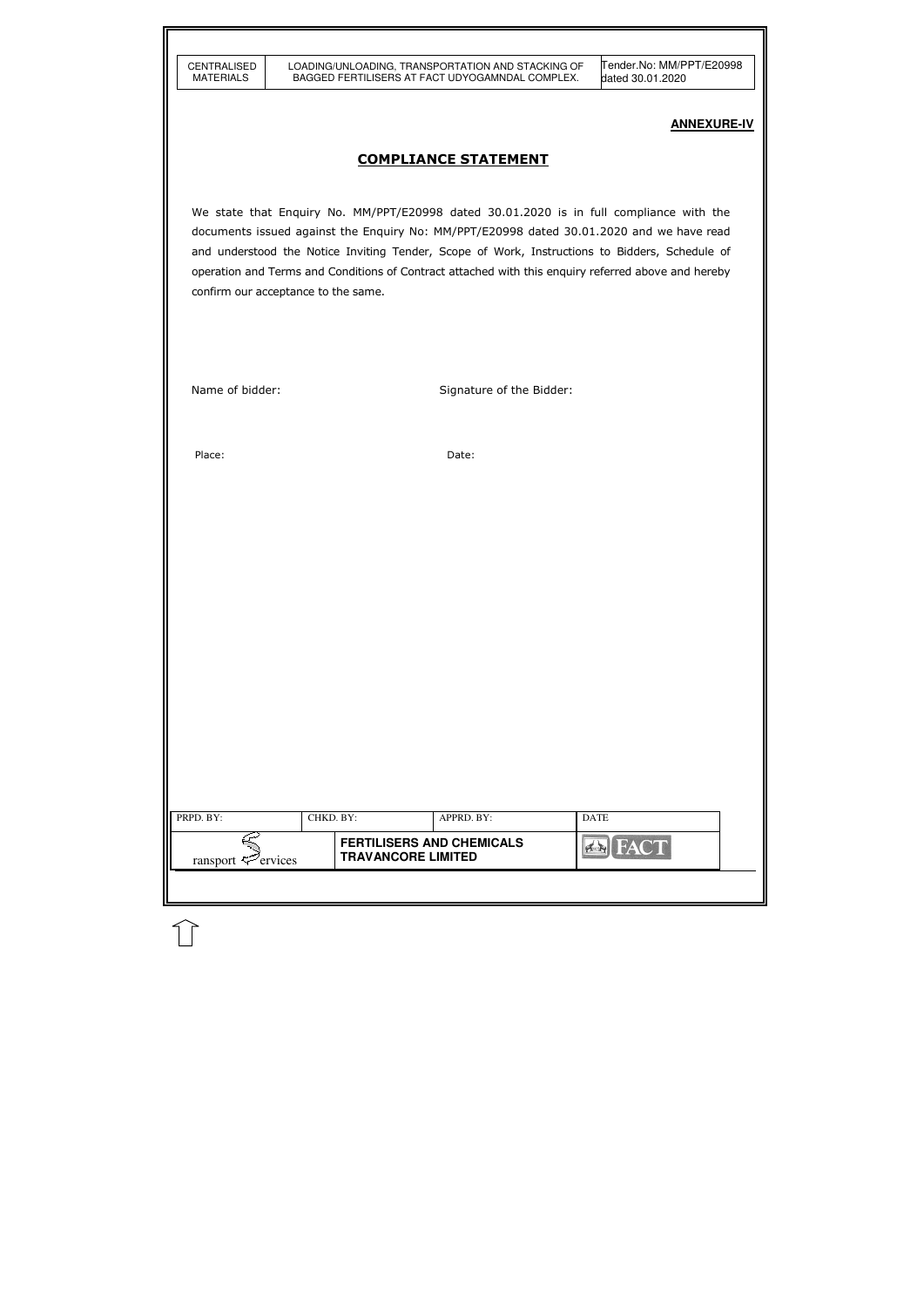**ANNEXURE-IV**

## COMPLIANCE STATEMENT

We state that Enquiry No. MM/PPT/E20998 dated 30.01.2020 is in full compliance with the documents issued against the Enquiry No: MM/PPT/E20998 dated 30.01.2020 and we have read and understood the Notice Inviting Tender, Scope of Work, Instructions to Bidders, Schedule of operation and Terms and Conditions of Contract attached with this enquiry referred above and hereby confirm our acceptance to the same.

Name of bidder: Signature of the Bidder:

Place: Date: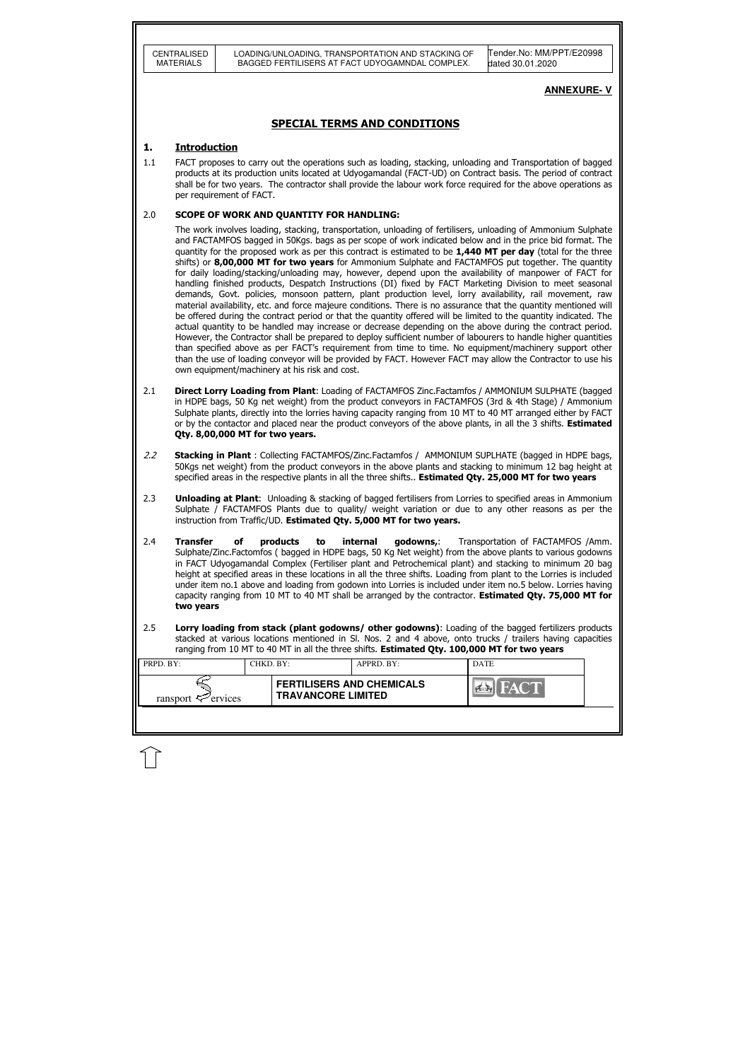**ANNEXURE- V**

## SPECIAL TERMS AND CONDITIONS

### 1. Introduction

1.1 FACT proposes to carry out the operations such as loading, stacking, unloading and Transportation of bagged products at its production units located at Udyogamandal (FACT-UD) on Contract basis. The period of contract shall be for two years. The contractor shall provide the labour work force required for the above operations as per requirement of FACT.

### 2.0 SCOPE OF WORK AND QUANTITY FOR HANDLING:

The work involves loading, stacking, transportation, unloading of fertilisers, unloading of Ammonium Sulphate and FACTAMFOS bagged in 50Kgs. bags as per scope of work indicated below and in the price bid format. The quantity for the proposed work as per this contract is estimated to be **1,440 MT per day** (total for the three shifts) or **8,00,000 MT for two years** for Ammonium Sulphate and FACTAMFOS put together. The quantity for daily loading/stacking/unloading may, however, depend upon the availability of manpower of FACT for handling finished products, Despatch Instructions (DI) fixed by FACT Marketing Division to meet seasonal demands, Govt. policies, monsoon pattern, plant production level, lorry availability, rail movement, raw material availability, etc. and force majeure conditions. There is no assurance that the quantity mentioned will be offered during the contract period or that the quantity offered will be limited to the quantity indicated. The actual quantity to be handled may increase or decrease depending on the above during the contract period. However, the Contractor shall be prepared to deploy sufficient number of labourers to handle higher quantities than specified above as per FACT's requirement from time to time. No equipment/machinery support other than the use of loading conveyor will be provided by FACT. However FACT may allow the Contractor to use his own equipment/machinery at his risk and cost.

2.1 **Direct Lorry Loading from Plant**: Loading of FACTAMFOS Zinc.Factamfos / AMMONIUM SULPHATE (bagged in HDPE bags, 50 Kg net weight) from the product conveyors in FACTAMFOS (3rd & 4th Stage) / Ammonium Sulphate plants, directly into the lorries having capacity ranging from 10 MT to 40 MT arranged either by FACT or by the contactor and placed near the product conveyors of the above plants, in all the 3 shifts. **Estimated Qty. 8,00,000 MT for two years.**

*2.2* **Stacking in Plant** : Collecting FACTAMFOS/Zinc.Factamfos / AMMONIUM SUPLHATE (bagged in HDPE bags, 50Kgs net weight) from the product conveyors in the above plants and stacking to minimum 12 bag height at specified areas in the respective plants in all the three shifts.. **Estimated Qty. 25,000 MT for two years**

2.3 **Unloading at Plant**: Unloading & stacking of bagged fertilisers from Lorries to specified areas in Ammonium Sulphate / FACTAMFOS Plants due to quality/ weight variation or due to any other reasons as per the instruction from Traffic/UD. **Estimated Qty. 5,000 MT for two years.**

2.4 **Transfer of products to internal godowns,**: Transportation of FACTAMFOS /Amm. Sulphate/Zinc.Factomfos ( bagged in HDPE bags, 50 Kg Net weight) from the above plants to various godowns in FACT Udyogamandal Complex (Fertiliser plant and Petrochemical plant) and stacking to minimum 20 bag height at specified areas in these locations in all the three shifts. Loading from plant to the Lorries is included under item no.1 above and loading from godown into Lorries is included under item no.5 below. Lorries having capacity ranging from 10 MT to 40 MT shall be arranged by the contractor. **Estimated Qty. 75,000 MT for two years**

2.5 **Lorry loading from stack (plant godowns/ other godowns)**: Loading of the bagged fertilizers products stacked at various locations mentioned in Sl. Nos. 2 and 4 above, onto trucks / trailers having capacities ranging from 10 MT to 40 MT in all the three shifts. **Estimated Qty. 100,000 MT for two years**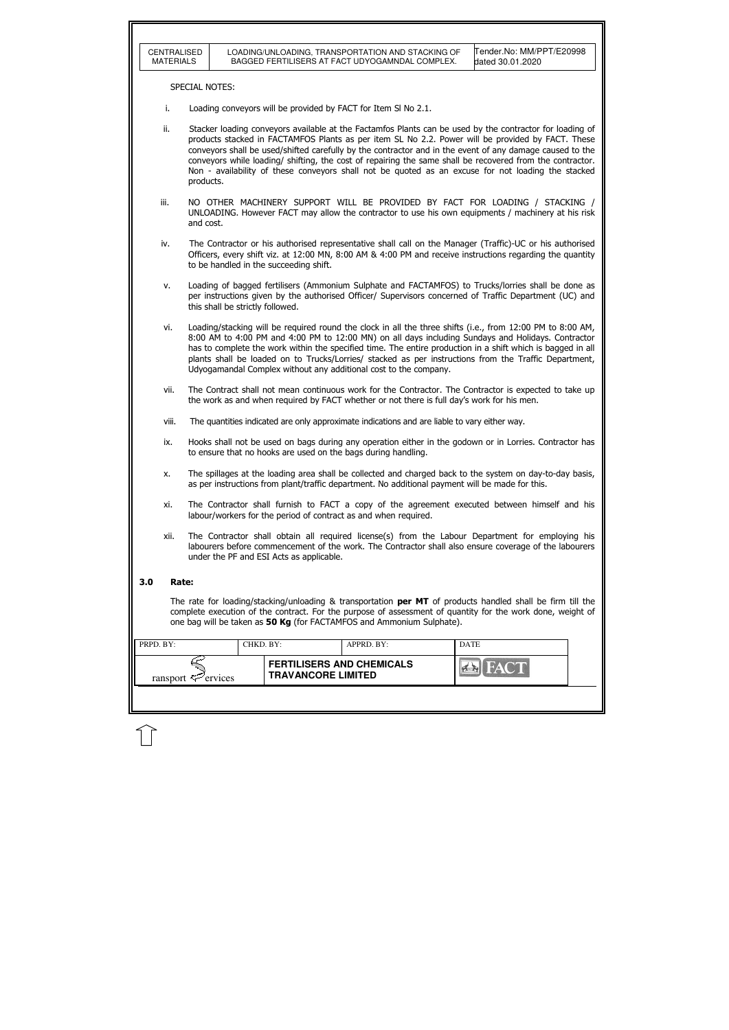SPECIAL NOTES:

i. Loading conveyors will be provided by FACT for Item Sl No 2.1.

ii. Stacker loading conveyors available at the Factamfos Plants can be used by the contractor for loading of products stacked in FACTAMFOS Plants as per item SL No 2.2. Power will be provided by FACT. These conveyors shall be used/shifted carefully by the contractor and in the event of any damage caused to the conveyors while loading/ shifting, the cost of repairing the same shall be recovered from the contractor. Non - availability of these conveyors shall not be quoted as an excuse for not loading the stacked products.

iii. NO OTHER MACHINERY SUPPORT WILL BE PROVIDED BY FACT FOR LOADING / STACKING / UNLOADING. However FACT may allow the contractor to use his own equipments / machinery at his risk and cost.

iv. The Contractor or his authorised representative shall call on the Manager (Traffic)-UC or his authorised Officers, every shift viz. at 12:00 MN, 8:00 AM & 4:00 PM and receive instructions regarding the quantity to be handled in the succeeding shift.

v. Loading of bagged fertilisers (Ammonium Sulphate and FACTAMFOS) to Trucks/lorries shall be done as per instructions given by the authorised Officer/ Supervisors concerned of Traffic Department (UC) and this shall be strictly followed.

vi. Loading/stacking will be required round the clock in all the three shifts (i.e., from 12:00 PM to 8:00 AM, 8:00 AM to 4:00 PM and 4:00 PM to 12:00 MN) on all days including Sundays and Holidays. Contractor has to complete the work within the specified time. The entire production in a shift which is bagged in all plants shall be loaded on to Trucks/Lorries/ stacked as per instructions from the Traffic Department, Udyogamandal Complex without any additional cost to the company.

vii. The Contract shall not mean continuous work for the Contractor. The Contractor is expected to take up the work as and when required by FACT whether or not there is full day's work for his men.

viii. The quantities indicated are only approximate indications and are liable to vary either way.

ix. Hooks shall not be used on bags during any operation either in the godown or in Lorries. Contractor has to ensure that no hooks are used on the bags during handling.

x. The spillages at the loading area shall be collected and charged back to the system on day-to-day basis, as per instructions from plant/traffic department. No additional payment will be made for this.

xi. The Contractor shall furnish to FACT a copy of the agreement executed between himself and his labour/workers for the period of contract as and when required.

xii. The Contractor shall obtain all required license(s) from the Labour Department for employing his labourers before commencement of the work. The Contractor shall also ensure coverage of the labourers under the PF and ESI Acts as applicable.

## 3.0 Rate:

The rate for loading/stacking/unloading & transportation **per MT** of products handled shall be firm till the complete execution of the contract. For the purpose of assessment of quantity for the work done, weight of one bag will be taken as **50 Kg** (for FACTAMFOS and Ammonium Sulphate).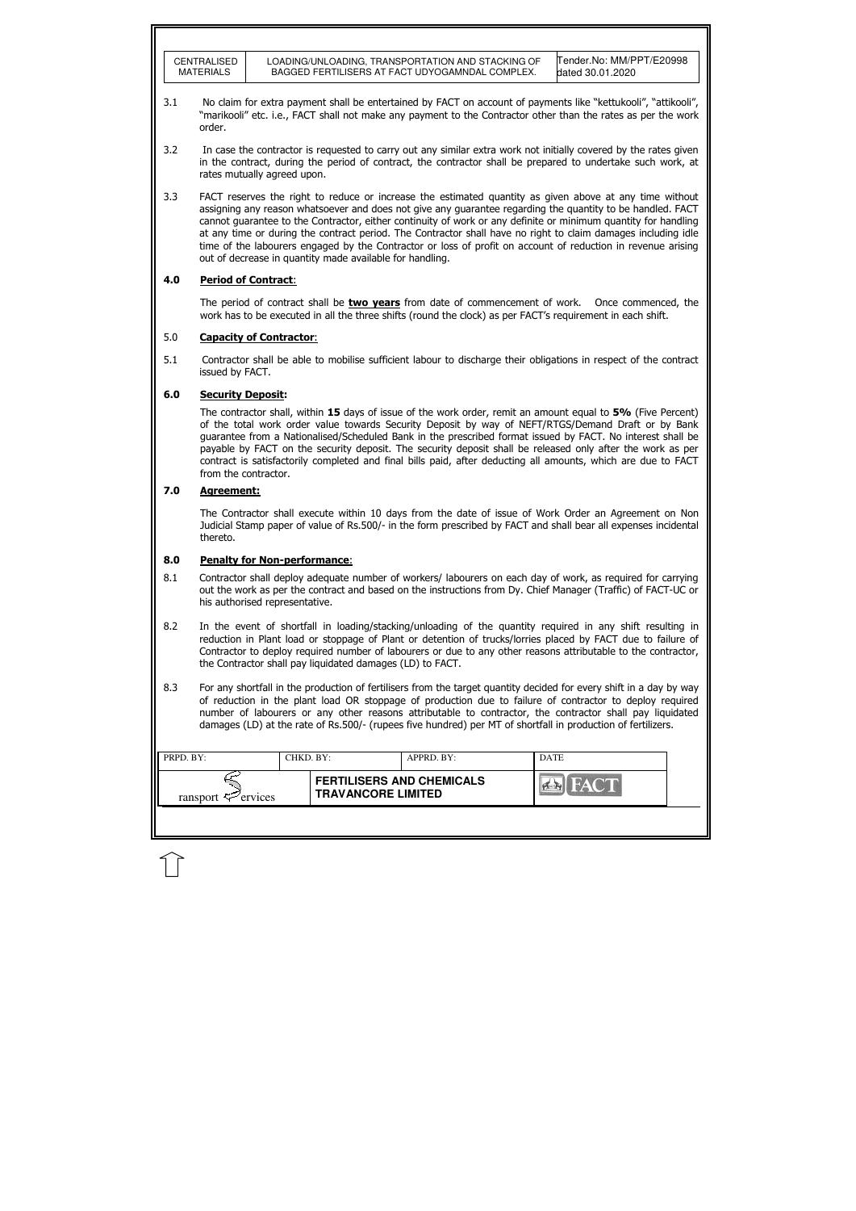3.1 No claim for extra payment shall be entertained by FACT on account of payments like "kettukooli", "attikooli", "marikooli" etc. i.e., FACT shall not make any payment to the Contractor other than the rates as per the work order.

3.2 In case the contractor is requested to carry out any similar extra work not initially covered by the rates given in the contract, during the period of contract, the contractor shall be prepared to undertake such work, at rates mutually agreed upon.

3.3 FACT reserves the right to reduce or increase the estimated quantity as given above at any time without assigning any reason whatsoever and does not give any guarantee regarding the quantity to be handled. FACT cannot guarantee to the Contractor, either continuity of work or any definite or minimum quantity for handling at any time or during the contract period. The Contractor shall have no right to claim damages including idle time of the labourers engaged by the Contractor or loss of profit on account of reduction in revenue arising out of decrease in quantity made available for handling.

## 4.0 Period of Contract:

The period of contract shall be **two years** from date of commencement of work. Once commenced, the work has to be executed in all the three shifts (round the clock) as per FACT's requirement in each shift.

## 5.0 Capacity of Contractor:

5.1 Contractor shall be able to mobilise sufficient labour to discharge their obligations in respect of the contract issued by FACT.

## 6.0 Security Deposit:

The contractor shall, within **15** days of issue of the work order, remit an amount equal to **5%** (Five Percent) of the total work order value towards Security Deposit by way of NEFT/RTGS/Demand Draft or by Bank guarantee from a Nationalised/Scheduled Bank in the prescribed format issued by FACT. No interest shall be payable by FACT on the security deposit. The security deposit shall be released only after the work as per contract is satisfactorily completed and final bills paid, after deducting all amounts, which are due to FACT from the contractor.

## 7.0 Agreement:

The Contractor shall execute within 10 days from the date of issue of Work Order an Agreement on Non Judicial Stamp paper of value of Rs.500/- in the form prescribed by FACT and shall bear all expenses incidental thereto.

## 8.0 Penalty for Non-performance:

8.1 Contractor shall deploy adequate number of workers/ labourers on each day of work, as required for carrying out the work as per the contract and based on the instructions from Dy. Chief Manager (Traffic) of FACT-UC or his authorised representative.

8.2 In the event of shortfall in loading/stacking/unloading of the quantity required in any shift resulting in reduction in Plant load or stoppage of Plant or detention of trucks/lorries placed by FACT due to failure of Contractor to deploy required number of labourers or due to any other reasons attributable to the contractor, the Contractor shall pay liquidated damages (LD) to FACT.

8.3 For any shortfall in the production of fertilisers from the target quantity decided for every shift in a day by way of reduction in the plant load OR stoppage of production due to failure of contractor to deploy required number of labourers or any other reasons attributable to contractor, the contractor shall pay liquidated damages (LD) at the rate of Rs.500/- (rupees five hundred) per MT of shortfall in production of fertilizers.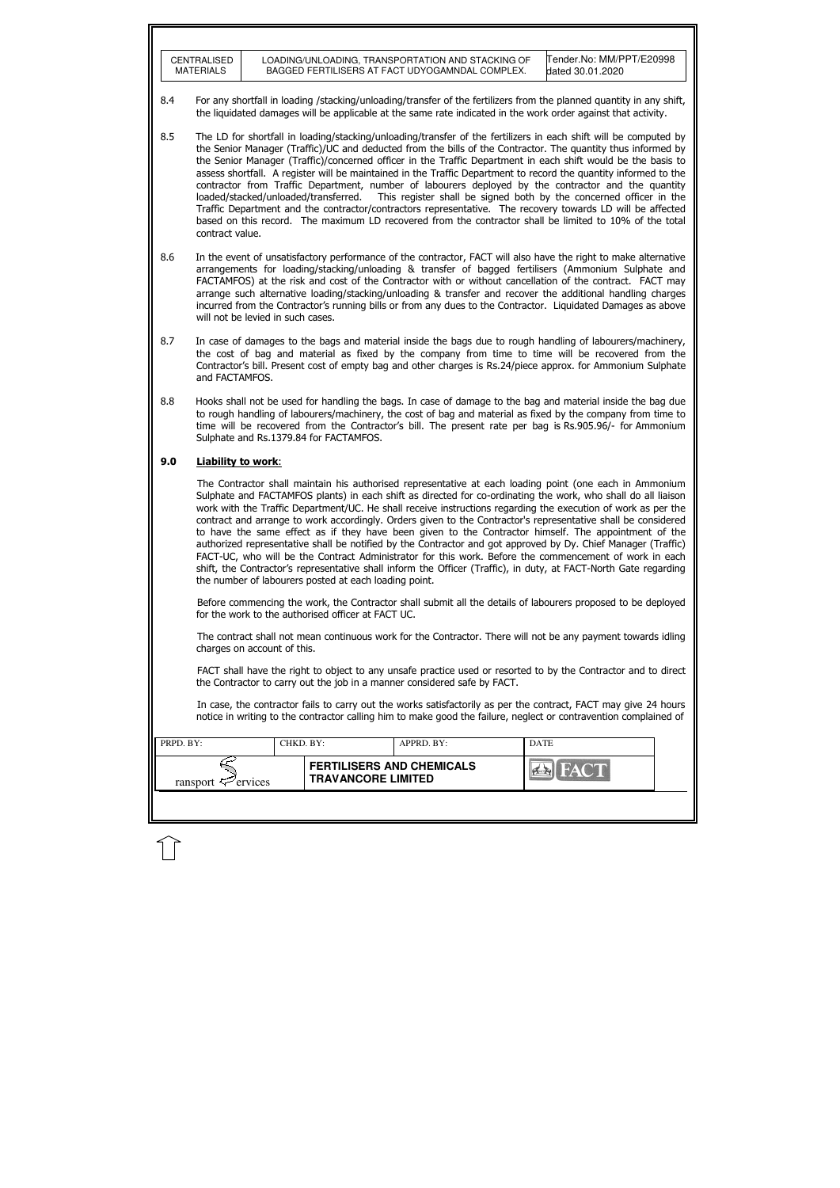8.4 For any shortfall in loading /stacking/unloading/transfer of the fertilizers from the planned quantity in any shift, the liquidated damages will be applicable at the same rate indicated in the work order against that activity.

8.5 The LD for shortfall in loading/stacking/unloading/transfer of the fertilizers in each shift will be computed by the Senior Manager (Traffic)/UC and deducted from the bills of the Contractor. The quantity thus informed by the Senior Manager (Traffic)/concerned officer in the Traffic Department in each shift would be the basis to assess shortfall. A register will be maintained in the Traffic Department to record the quantity informed to the contractor from Traffic Department, number of labourers deployed by the contractor and the quantity loaded/stacked/unloaded/transferred. This register shall be signed both by the concerned officer in the Traffic Department and the contractor/contractors representative. The recovery towards LD will be affected based on this record. The maximum LD recovered from the contractor shall be limited to 10% of the total contract value.

8.6 In the event of unsatisfactory performance of the contractor, FACT will also have the right to make alternative arrangements for loading/stacking/unloading & transfer of bagged fertilisers (Ammonium Sulphate and FACTAMFOS) at the risk and cost of the Contractor with or without cancellation of the contract. FACT may arrange such alternative loading/stacking/unloading & transfer and recover the additional handling charges incurred from the Contractor's running bills or from any dues to the Contractor. Liquidated Damages as above will not be levied in such cases.

8.7 In case of damages to the bags and material inside the bags due to rough handling of labourers/machinery, the cost of bag and material as fixed by the company from time to time will be recovered from the Contractor's bill. Present cost of empty bag and other charges is Rs.24/piece approx. for Ammonium Sulphate and FACTAMFOS.

8.8 Hooks shall not be used for handling the bags. In case of damage to the bag and material inside the bag due to rough handling of labourers/machinery, the cost of bag and material as fixed by the company from time to time will be recovered from the Contractor's bill. The present rate per bag is Rs.905.96/- for Ammonium Sulphate and Rs.1379.84 for FACTAMFOS.

## 9.0 Liability to work:

The Contractor shall maintain his authorised representative at each loading point (one each in Ammonium Sulphate and FACTAMFOS plants) in each shift as directed for co-ordinating the work, who shall do all liaison work with the Traffic Department/UC. He shall receive instructions regarding the execution of work as per the contract and arrange to work accordingly. Orders given to the Contractor's representative shall be considered to have the same effect as if they have been given to the Contractor himself. The appointment of the authorized representative shall be notified by the Contractor and got approved by Dy. Chief Manager (Traffic) FACT-UC, who will be the Contract Administrator for this work. Before the commencement of work in each shift, the Contractor's representative shall inform the Officer (Traffic), in duty, at FACT-North Gate regarding the number of labourers posted at each loading point.

Before commencing the work, the Contractor shall submit all the details of labourers proposed to be deployed for the work to the authorised officer at FACT UC.

The contract shall not mean continuous work for the Contractor. There will not be any payment towards idling charges on account of this.

FACT shall have the right to object to any unsafe practice used or resorted to by the Contractor and to direct the Contractor to carry out the job in a manner considered safe by FACT.

In case, the contractor fails to carry out the works satisfactorily as per the contract, FACT may give 24 hours notice in writing to the contractor calling him to make good the failure, neglect or contravention complained of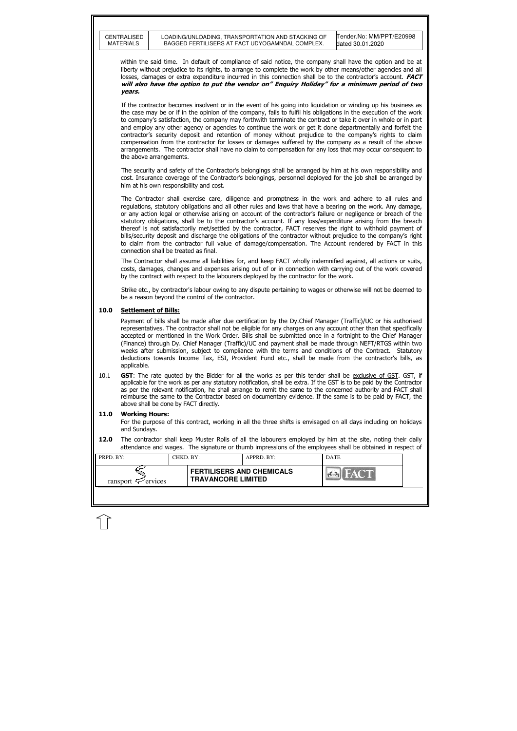within the said time. In default of compliance of said notice, the company shall have the option and be at liberty without prejudice to its rights, to arrange to complete the work by other means/other agencies and all losses, damages or extra expenditure incurred in this connection shall be to the contractor's account. ***FACT will also have the option to put the vendor on" Enquiry Holiday" for a minimum period of two years.***

If the contractor becomes insolvent or in the event of his going into liquidation or winding up his business as the case may be or if in the opinion of the company, fails to fulfil his obligations in the execution of the work to company's satisfaction, the company may forthwith terminate the contract or take it over in whole or in part and employ any other agency or agencies to continue the work or get it done departmentally and forfeit the contractor's security deposit and retention of money without prejudice to the company's rights to claim compensation from the contractor for losses or damages suffered by the company as a result of the above arrangements. The contractor shall have no claim to compensation for any loss that may occur consequent to the above arrangements.

The security and safety of the Contractor's belongings shall be arranged by him at his own responsibility and cost. Insurance coverage of the Contractor's belongings, personnel deployed for the job shall be arranged by him at his own responsibility and cost.

The Contractor shall exercise care, diligence and promptness in the work and adhere to all rules and regulations, statutory obligations and all other rules and laws that have a bearing on the work. Any damage, or any action legal or otherwise arising on account of the contractor's failure or negligence or breach of the statutory obligations, shall be to the contractor's account. If any loss/expenditure arising from the breach thereof is not satisfactorily met/settled by the contractor, FACT reserves the right to withhold payment of bills/security deposit and discharge the obligations of the contractor without prejudice to the company's right to claim from the contractor full value of damage/compensation. The Account rendered by FACT in this connection shall be treated as final.

The Contractor shall assume all liabilities for, and keep FACT wholly indemnified against, all actions or suits, costs, damages, changes and expenses arising out of or in connection with carrying out of the work covered by the contract with respect to the labourers deployed by the contractor for the work.

Strike etc., by contractor's labour owing to any dispute pertaining to wages or otherwise will not be deemed to be a reason beyond the control of the contractor.

## 10.0 Settlement of Bills:

Payment of bills shall be made after due certification by the Dy.Chief Manager (Traffic)/UC or his authorised representatives. The contractor shall not be eligible for any charges on any account other than that specifically accepted or mentioned in the Work Order. Bills shall be submitted once in a fortnight to the Chief Manager (Finance) through Dy. Chief Manager (Traffic)/UC and payment shall be made through NEFT/RTGS within two weeks after submission, subject to compliance with the terms and conditions of the Contract. Statutory deductions towards Income Tax, ESI, Provident Fund etc., shall be made from the contractor's bills, as applicable.

10.1 **GST**: The rate quoted by the Bidder for all the works as per this tender shall be exclusive of GST. GST, if applicable for the work as per any statutory notification, shall be extra. If the GST is to be paid by the Contractor as per the relevant notification, he shall arrange to remit the same to the concerned authority and FACT shall reimburse the same to the Contractor based on documentary evidence. If the same is to be paid by FACT, the above shall be done by FACT directly.

## 11.0 Working Hours:

For the purpose of this contract, working in all the three shifts is envisaged on all days including on holidays and Sundays.

**12.0** The contractor shall keep Muster Rolls of all the labourers employed by him at the site, noting their daily attendance and wages. The signature or thumb impressions of the employees shall be obtained in respect of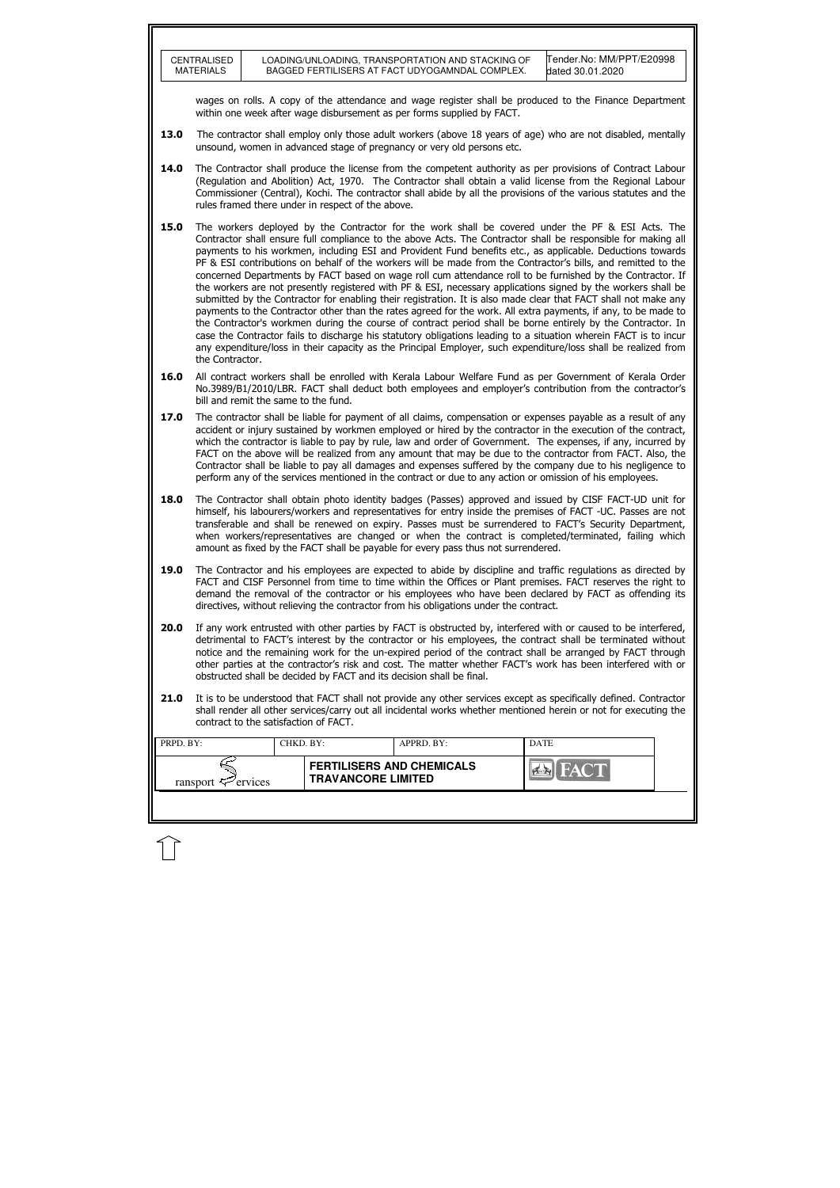wages on rolls. A copy of the attendance and wage register shall be produced to the Finance Department within one week after wage disbursement as per forms supplied by FACT.

**13.0** The contractor shall employ only those adult workers (above 18 years of age) who are not disabled, mentally unsound, women in advanced stage of pregnancy or very old persons etc.

**14.0** The Contractor shall produce the license from the competent authority as per provisions of Contract Labour (Regulation and Abolition) Act, 1970. The Contractor shall obtain a valid license from the Regional Labour Commissioner (Central), Kochi. The contractor shall abide by all the provisions of the various statutes and the rules framed there under in respect of the above.

**15.0** The workers deployed by the Contractor for the work shall be covered under the PF & ESI Acts. The Contractor shall ensure full compliance to the above Acts. The Contractor shall be responsible for making all payments to his workmen, including ESI and Provident Fund benefits etc., as applicable. Deductions towards PF & ESI contributions on behalf of the workers will be made from the Contractor's bills, and remitted to the concerned Departments by FACT based on wage roll cum attendance roll to be furnished by the Contractor. If the workers are not presently registered with PF & ESI, necessary applications signed by the workers shall be submitted by the Contractor for enabling their registration. It is also made clear that FACT shall not make any payments to the Contractor other than the rates agreed for the work. All extra payments, if any, to be made to the Contractor's workmen during the course of contract period shall be borne entirely by the Contractor. In case the Contractor fails to discharge his statutory obligations leading to a situation wherein FACT is to incur any expenditure/loss in their capacity as the Principal Employer, such expenditure/loss shall be realized from the Contractor.

**16.0** All contract workers shall be enrolled with Kerala Labour Welfare Fund as per Government of Kerala Order No.3989/B1/2010/LBR. FACT shall deduct both employees and employer's contribution from the contractor's bill and remit the same to the fund.

**17.0** The contractor shall be liable for payment of all claims, compensation or expenses payable as a result of any accident or injury sustained by workmen employed or hired by the contractor in the execution of the contract, which the contractor is liable to pay by rule, law and order of Government. The expenses, if any, incurred by FACT on the above will be realized from any amount that may be due to the contractor from FACT. Also, the Contractor shall be liable to pay all damages and expenses suffered by the company due to his negligence to perform any of the services mentioned in the contract or due to any action or omission of his employees.

**18.0** The Contractor shall obtain photo identity badges (Passes) approved and issued by CISF FACT-UD unit for himself, his labourers/workers and representatives for entry inside the premises of FACT -UC. Passes are not transferable and shall be renewed on expiry. Passes must be surrendered to FACT's Security Department, when workers/representatives are changed or when the contract is completed/terminated, failing which amount as fixed by the FACT shall be payable for every pass thus not surrendered.

**19.0** The Contractor and his employees are expected to abide by discipline and traffic regulations as directed by FACT and CISF Personnel from time to time within the Offices or Plant premises. FACT reserves the right to demand the removal of the contractor or his employees who have been declared by FACT as offending its directives, without relieving the contractor from his obligations under the contract.

**20.0** If any work entrusted with other parties by FACT is obstructed by, interfered with or caused to be interfered, detrimental to FACT's interest by the contractor or his employees, the contract shall be terminated without notice and the remaining work for the un-expired period of the contract shall be arranged by FACT through other parties at the contractor's risk and cost. The matter whether FACT's work has been interfered with or obstructed shall be decided by FACT and its decision shall be final.

**21.0** It is to be understood that FACT shall not provide any other services except as specifically defined. Contractor shall render all other services/carry out all incidental works whether mentioned herein or not for executing the contract to the satisfaction of FACT.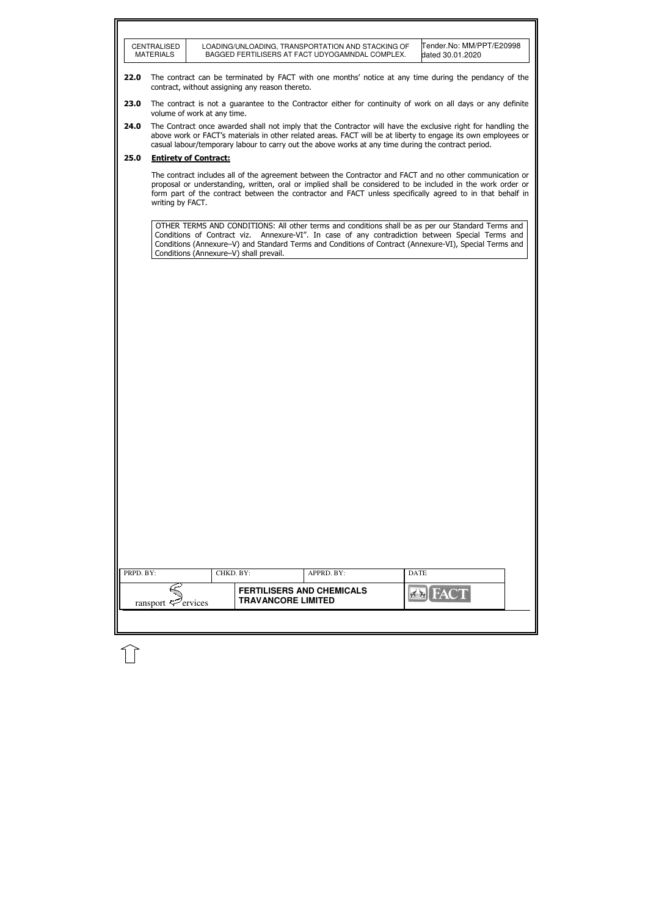**22.0** The contract can be terminated by FACT with one months' notice at any time during the pendancy of the contract, without assigning any reason thereto.

**23.0** The contract is not a guarantee to the Contractor either for continuity of work on all days or any definite volume of work at any time.

**24.0** The Contract once awarded shall not imply that the Contractor will have the exclusive right for handling the above work or FACT's materials in other related areas. FACT will be at liberty to engage its own employees or casual labour/temporary labour to carry out the above works at any time during the contract period.

**25.0** **Entirety of Contract:**

The contract includes all of the agreement between the Contractor and FACT and no other communication or proposal or understanding, written, oral or implied shall be considered to be included in the work order or form part of the contract between the contractor and FACT unless specifically agreed to in that behalf in writing by FACT.

OTHER TERMS AND CONDITIONS: All other terms and conditions shall be as per our Standard Terms and Conditions of Contract viz. Annexure-VI". In case of any contradiction between Special Terms and Conditions (Annexure–V) and Standard Terms and Conditions of Contract (Annexure-VI), Special Terms and Conditions (Annexure–V) shall prevail.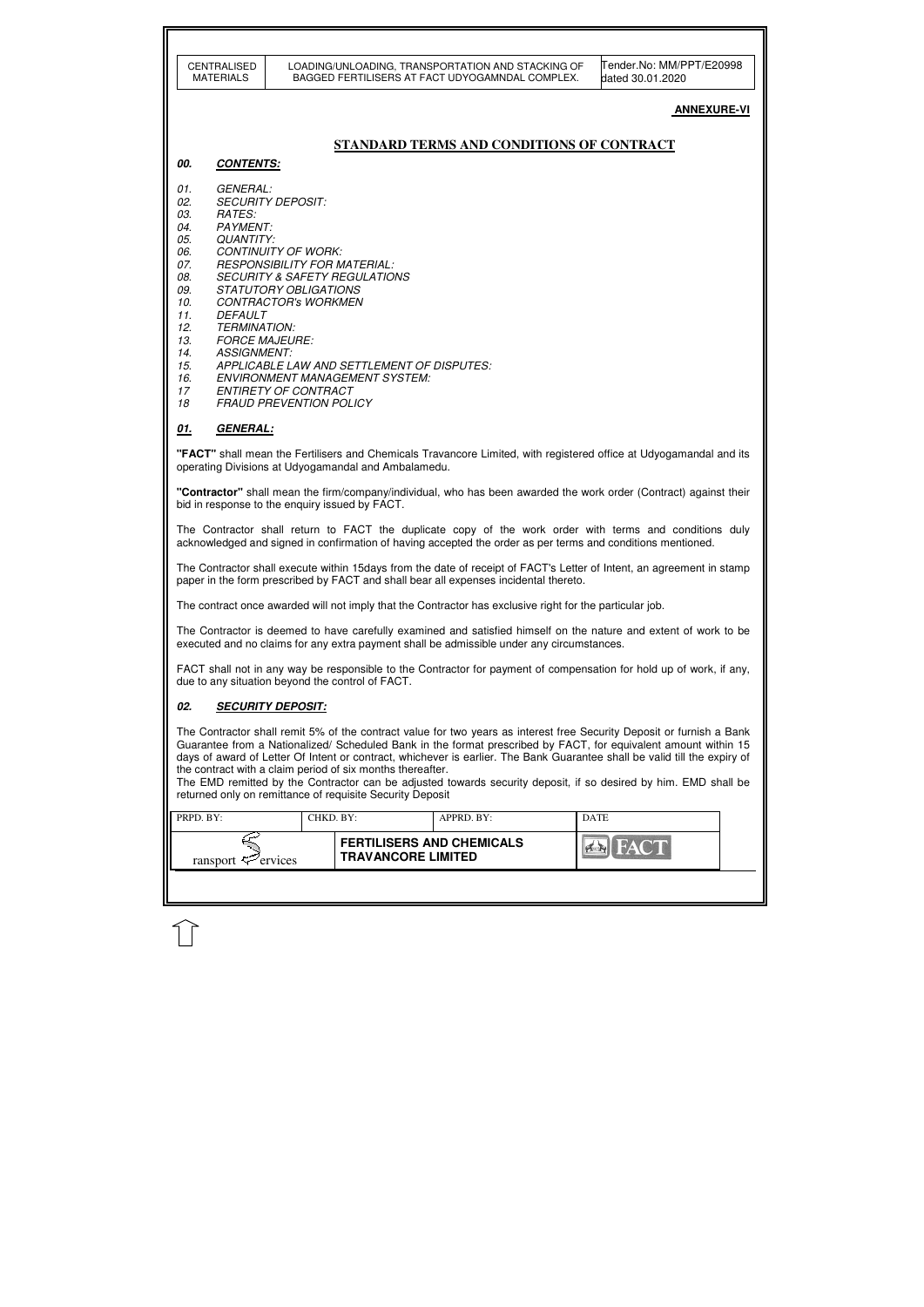**ANNEXURE-VI**

# STANDARD TERMS AND CONDITIONS OF CONTRACT

## *00. CONTENTS:*

*01. GENERAL:*
*02. SECURITY DEPOSIT:*
*03. RATES:*
*04. PAYMENT:*
*05. QUANTITY:*
*06. CONTINUITY OF WORK:*
*07. RESPONSIBILITY FOR MATERIAL:*
*08. SECURITY & SAFETY REGULATIONS*
*09. STATUTORY OBLIGATIONS*
*10. CONTRACTOR's WORKMEN*
*11. DEFAULT*
*12. TERMINATION:*
*13. FORCE MAJEURE:*
*14. ASSIGNMENT:*
*15. APPLICABLE LAW AND SETTLEMENT OF DISPUTES:*
*16. ENVIRONMENT MANAGEMENT SYSTEM:*
*17 ENTIRETY OF CONTRACT*
*18 FRAUD PREVENTION POLICY*

## *01. GENERAL:*

**"FACT"** shall mean the Fertilisers and Chemicals Travancore Limited, with registered office at Udyogamandal and its operating Divisions at Udyogamandal and Ambalamedu.

**"Contractor"** shall mean the firm/company/individual, who has been awarded the work order (Contract) against their bid in response to the enquiry issued by FACT.

The Contractor shall return to FACT the duplicate copy of the work order with terms and conditions duly acknowledged and signed in confirmation of having accepted the order as per terms and conditions mentioned.

The Contractor shall execute within 15days from the date of receipt of FACT's Letter of Intent, an agreement in stamp paper in the form prescribed by FACT and shall bear all expenses incidental thereto.

The contract once awarded will not imply that the Contractor has exclusive right for the particular job.

The Contractor is deemed to have carefully examined and satisfied himself on the nature and extent of work to be executed and no claims for any extra payment shall be admissible under any circumstances.

FACT shall not in any way be responsible to the Contractor for payment of compensation for hold up of work, if any, due to any situation beyond the control of FACT.

## *02. SECURITY DEPOSIT:*

The Contractor shall remit 5% of the contract value for two years as interest free Security Deposit or furnish a Bank Guarantee from a Nationalized/ Scheduled Bank in the format prescribed by FACT, for equivalent amount within 15 days of award of Letter Of Intent or contract, whichever is earlier. The Bank Guarantee shall be valid till the expiry of the contract with a claim period of six months thereafter.
The EMD remitted by the Contractor can be adjusted towards security deposit, if so desired by him. EMD shall be returned only on remittance of requisite Security Deposit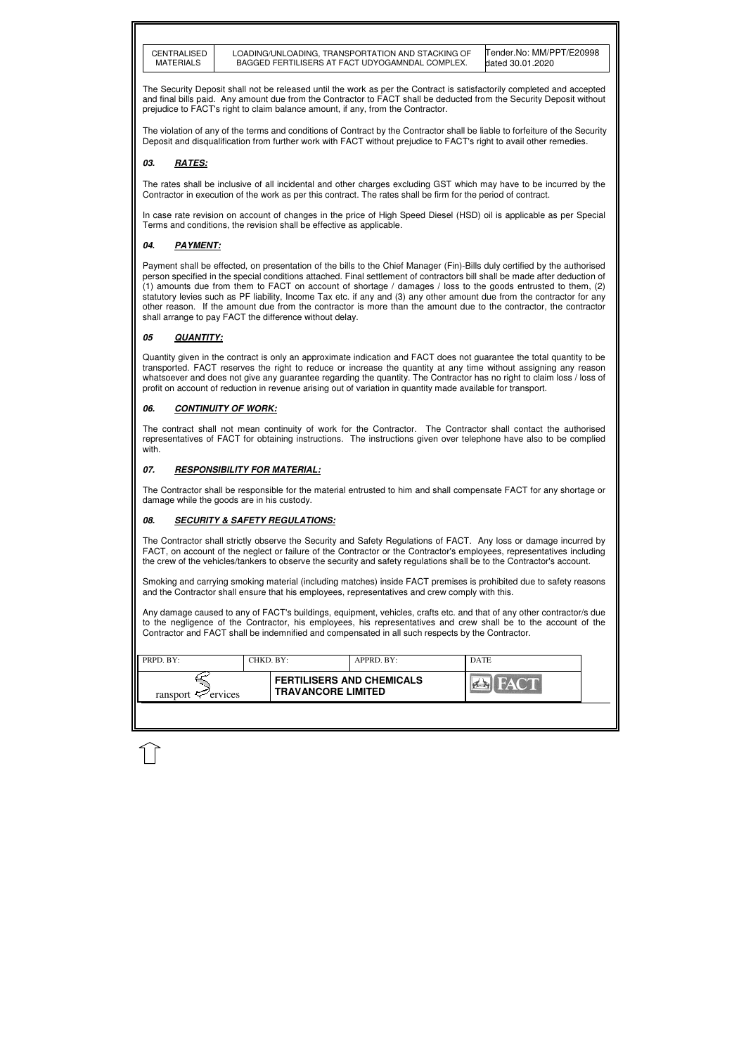The Security Deposit shall not be released until the work as per the Contract is satisfactorily completed and accepted and final bills paid. Any amount due from the Contractor to FACT shall be deducted from the Security Deposit without prejudice to FACT's right to claim balance amount, if any, from the Contractor.

The violation of any of the terms and conditions of Contract by the Contractor shall be liable to forfeiture of the Security Deposit and disqualification from further work with FACT without prejudice to FACT's right to avail other remedies.

### *03. RATES:*

The rates shall be inclusive of all incidental and other charges excluding GST which may have to be incurred by the Contractor in execution of the work as per this contract. The rates shall be firm for the period of contract.

In case rate revision on account of changes in the price of High Speed Diesel (HSD) oil is applicable as per Special Terms and conditions, the revision shall be effective as applicable.

### *04. PAYMENT:*

Payment shall be effected, on presentation of the bills to the Chief Manager (Fin)-Bills duly certified by the authorised person specified in the special conditions attached. Final settlement of contractors bill shall be made after deduction of (1) amounts due from them to FACT on account of shortage / damages / loss to the goods entrusted to them, (2) statutory levies such as PF liability, Income Tax etc. if any and (3) any other amount due from the contractor for any other reason. If the amount due from the contractor is more than the amount due to the contractor, the contractor shall arrange to pay FACT the difference without delay.

### *05 QUANTITY:*

Quantity given in the contract is only an approximate indication and FACT does not guarantee the total quantity to be transported. FACT reserves the right to reduce or increase the quantity at any time without assigning any reason whatsoever and does not give any guarantee regarding the quantity. The Contractor has no right to claim loss / loss of profit on account of reduction in revenue arising out of variation in quantity made available for transport.

### *06. CONTINUITY OF WORK:*

The contract shall not mean continuity of work for the Contractor. The Contractor shall contact the authorised representatives of FACT for obtaining instructions. The instructions given over telephone have also to be complied with.

### *07. RESPONSIBILITY FOR MATERIAL:*

The Contractor shall be responsible for the material entrusted to him and shall compensate FACT for any shortage or damage while the goods are in his custody.

### *08. SECURITY & SAFETY REGULATIONS:*

The Contractor shall strictly observe the Security and Safety Regulations of FACT. Any loss or damage incurred by FACT, on account of the neglect or failure of the Contractor or the Contractor's employees, representatives including the crew of the vehicles/tankers to observe the security and safety regulations shall be to the Contractor's account.

Smoking and carrying smoking material (including matches) inside FACT premises is prohibited due to safety reasons and the Contractor shall ensure that his employees, representatives and crew comply with this.

Any damage caused to any of FACT's buildings, equipment, vehicles, crafts etc. and that of any other contractor/s due to the negligence of the Contractor, his employees, his representatives and crew shall be to the account of the Contractor and FACT shall be indemnified and compensated in all such respects by the Contractor.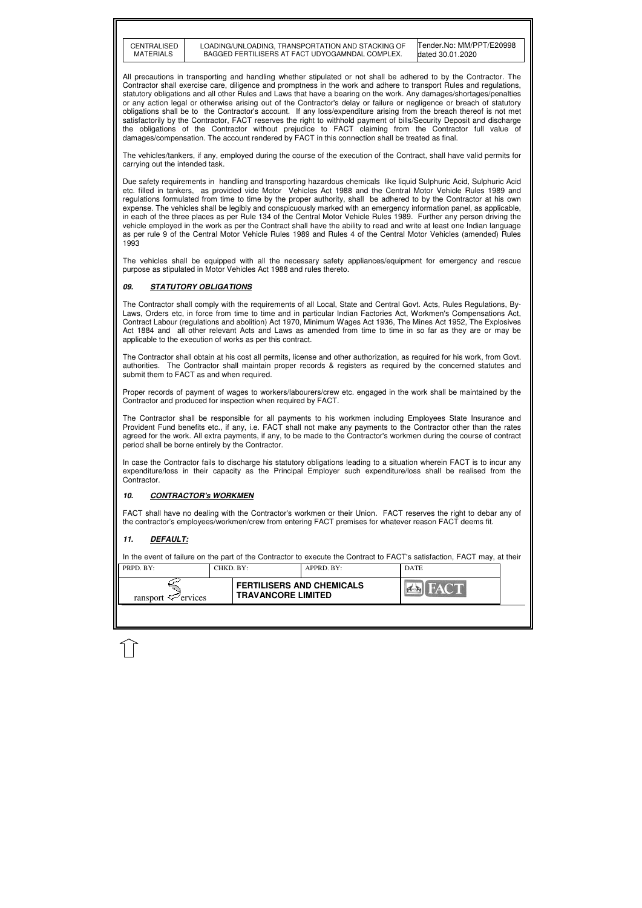All precautions in transporting and handling whether stipulated or not shall be adhered to by the Contractor. The Contractor shall exercise care, diligence and promptness in the work and adhere to transport Rules and regulations, statutory obligations and all other Rules and Laws that have a bearing on the work. Any damages/shortages/penalties or any action legal or otherwise arising out of the Contractor's delay or failure or negligence or breach of statutory obligations shall be to the Contractor's account. If any loss/expenditure arising from the breach thereof is not met satisfactorily by the Contractor, FACT reserves the right to withhold payment of bills/Security Deposit and discharge the obligations of the Contractor without prejudice to FACT claiming from the Contractor full value of damages/compensation. The account rendered by FACT in this connection shall be treated as final.

The vehicles/tankers, if any, employed during the course of the execution of the Contract, shall have valid permits for carrying out the intended task.

Due safety requirements in handling and transporting hazardous chemicals like liquid Sulphuric Acid, Sulphuric Acid etc. filled in tankers, as provided vide Motor Vehicles Act 1988 and the Central Motor Vehicle Rules 1989 and regulations formulated from time to time by the proper authority, shall be adhered to by the Contractor at his own expense. The vehicles shall be legibly and conspicuously marked with an emergency information panel, as applicable, in each of the three places as per Rule 134 of the Central Motor Vehicle Rules 1989. Further any person driving the vehicle employed in the work as per the Contract shall have the ability to read and write at least one Indian language as per rule 9 of the Central Motor Vehicle Rules 1989 and Rules 4 of the Central Motor Vehicles (amended) Rules 1993

The vehicles shall be equipped with all the necessary safety appliances/equipment for emergency and rescue purpose as stipulated in Motor Vehicles Act 1988 and rules thereto.

## 09. STATUTORY OBLIGATIONS

The Contractor shall comply with the requirements of all Local, State and Central Govt. Acts, Rules Regulations, By-Laws, Orders etc, in force from time to time and in particular Indian Factories Act, Workmen's Compensations Act, Contract Labour (regulations and abolition) Act 1970, Minimum Wages Act 1936, The Mines Act 1952, The Explosives Act 1884 and all other relevant Acts and Laws as amended from time to time in so far as they are or may be applicable to the execution of works as per this contract.

The Contractor shall obtain at his cost all permits, license and other authorization, as required for his work, from Govt. authorities. The Contractor shall maintain proper records & registers as required by the concerned statutes and submit them to FACT as and when required.

Proper records of payment of wages to workers/labourers/crew etc. engaged in the work shall be maintained by the Contractor and produced for inspection when required by FACT.

The Contractor shall be responsible for all payments to his workmen including Employees State Insurance and Provident Fund benefits etc., if any, i.e. FACT shall not make any payments to the Contractor other than the rates agreed for the work. All extra payments, if any, to be made to the Contractor's workmen during the course of contract period shall be borne entirely by the Contractor.

In case the Contractor fails to discharge his statutory obligations leading to a situation wherein FACT is to incur any expenditure/loss in their capacity as the Principal Employer such expenditure/loss shall be realised from the Contractor.

## 10. CONTRACTOR's WORKMEN

FACT shall have no dealing with the Contractor's workmen or their Union. FACT reserves the right to debar any of the contractor's employees/workmen/crew from entering FACT premises for whatever reason FACT deems fit.

## 11. DEFAULT:

In the event of failure on the part of the Contractor to execute the Contract to FACT's satisfaction, FACT may, at their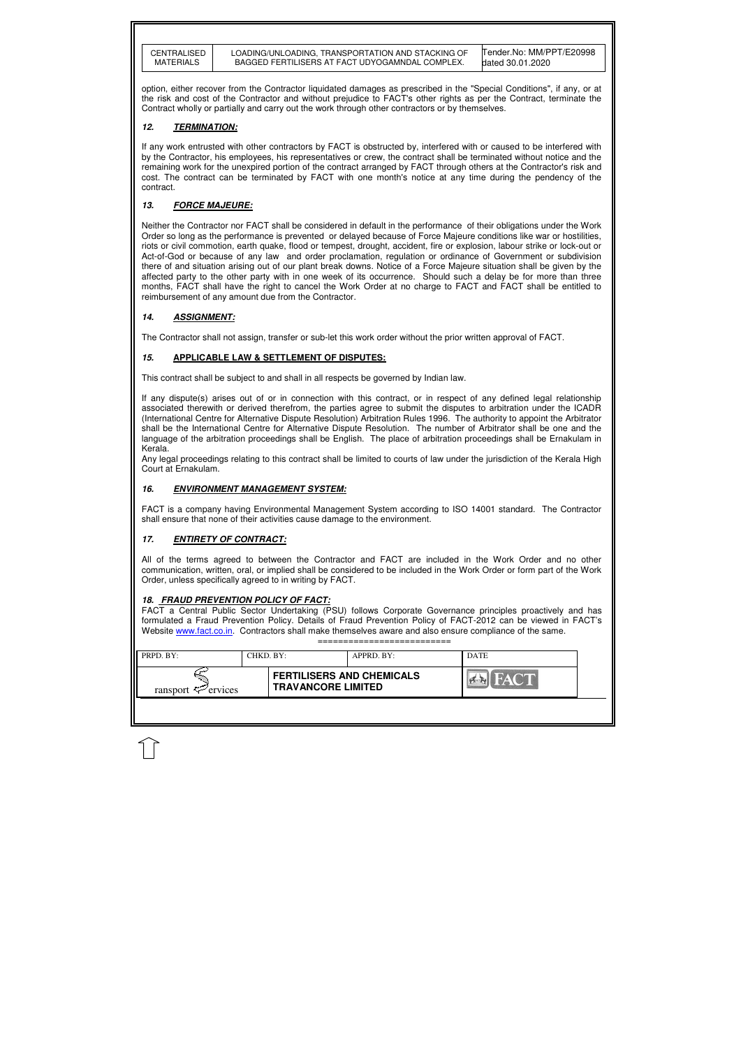option, either recover from the Contractor liquidated damages as prescribed in the "Special Conditions", if any, or at the risk and cost of the Contractor and without prejudice to FACT's other rights as per the Contract, terminate the Contract wholly or partially and carry out the work through other contractors or by themselves.

## 12. TERMINATION:

If any work entrusted with other contractors by FACT is obstructed by, interfered with or caused to be interfered with by the Contractor, his representatives or crew, the contract shall be terminated without notice and the remaining work for the unexpired portion of the contract arranged by FACT through others at the Contractor's risk and cost. The contract can be terminated by FACT with one month's notice at any time during the pendency of the contract.

## 13. FORCE MAJEURE:

Neither the Contractor nor FACT shall be considered in default in the performance of their obligations under the Work Order so long as the performance is prevented or delayed because of Force Majeure conditions like war or hostilities, riots or civil commotion, earth quake, flood or tempest, drought, accident, fire or explosion, labour strike or lock-out or Act-of-God or because of any law and order proclamation, regulation or ordinance of Government or subdivision there of and situation arising out of our plant break downs. Notice of a Force Majeure situation shall be given by the affected party to the other party with in one week of its occurrence. Should such a delay be for more than three months, FACT shall have the right to cancel the Work Order at no charge to FACT and FACT shall be entitled to reimbursement of any amount due from the Contractor.

## 14. ASSIGNMENT:

The Contractor shall not assign, transfer or sub-let this work order without the prior written approval of FACT.

## 15. APPLICABLE LAW & SETTLEMENT OF DISPUTES:

This contract shall be subject to and shall in all respects be governed by Indian law.

If any dispute(s) arises out of or in connection with this contract, or in respect of any defined legal relationship associated therewith or derived therefrom, the parties agree to submit the disputes to arbitration under the ICADR (International Centre for Alternative Dispute Resolution) Arbitration Rules 1996. The authority to appoint the Arbitrator shall be the International Centre for Alternative Dispute Resolution. The number of Arbitrator shall be one and the language of the arbitration proceedings shall be English. The place of arbitration proceedings shall be Ernakulam in Kerala.

Any legal proceedings relating to this contract shall be limited to courts of law under the jurisdiction of the Kerala High Court at Ernakulam.

## 16. ENVIRONMENT MANAGEMENT SYSTEM:

FACT is a company having Environmental Management System according to ISO 14001 standard. The Contractor shall ensure that none of their activities cause damage to the environment.

## 17. ENTIRETY OF CONTRACT:

All of the terms agreed to between the Contractor and FACT are included in the Work Order and no other communication, written, oral, or implied shall be considered to be included in the Work Order or form part of the Work Order, unless specifically agreed to in writing by FACT.

## 18. FRAUD PREVENTION POLICY OF FACT:

FACT a Central Public Sector Undertaking (PSU) follows Corporate Governance principles proactively and has formulated a Fraud Prevention Policy. Details of Fraud Prevention Policy of FACT-2012 can be viewed in FACT's Website www.fact.co.in. Contractors shall make themselves aware and also ensure compliance of the same.

==========================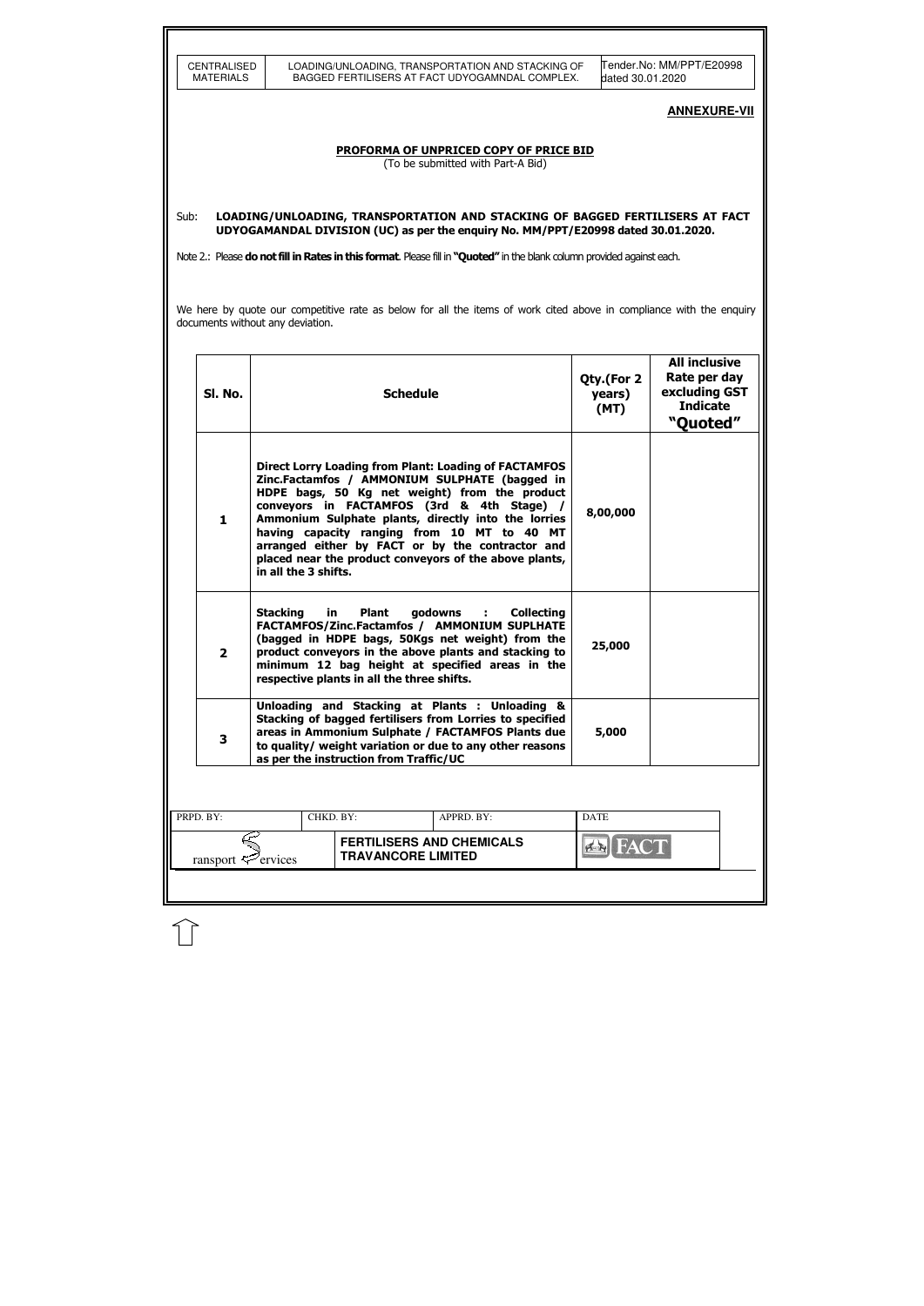## ANNEXURE-VII

### PROFORMA OF UNPRICED COPY OF PRICE BID

(To be submitted with Part-A Bid)

Sub: **LOADING/UNLOADING, TRANSPORTATION AND STACKING OF BAGGED FERTILISERS AT FACT UDYOGAMANDAL DIVISION (UC) as per the enquiry No. MM/PPT/E20998 dated 30.01.2020.**

Note 2.: Please **do not fill in Rates in this format**. Please fill in **"Quoted"** in the blank column provided against each.

We here by quote our competitive rate as below for all the items of work cited above in compliance with the enquiry documents without any deviation.

| Sl. No. | Schedule | Qty.(For 2 years) (MT) | All inclusive Rate per day excluding GST Indicate "Quoted" |
|---|---|---|---|
| 1 | **Direct Lorry Loading from Plant: Loading of FACTAMFOS Zinc.Factamfos / AMMONIUM SULPHATE (bagged in HDPE bags, 50 Kg net weight) from the product conveyors in FACTAMFOS (3rd & 4th Stage) / Ammonium Sulphate plants, directly into the lorries having capacity ranging from 10 MT to 40 MT arranged either by FACT or by the contractor and placed near the product conveyors of the above plants, in all the 3 shifts.** | 8,00,000 | |
| 2 | **Stacking in Plant godowns : Collecting FACTAMFOS/Zinc.Factamfos / AMMONIUM SUPLHATE (bagged in HDPE bags, 50Kgs net weight) from the product conveyors in the above plants and stacking to minimum 12 bag height at specified areas in the respective plants in all the three shifts.** | 25,000 | |
| 3 | **Unloading and Stacking at Plants : Unloading & Stacking of bagged fertilisers from Lorries to specified areas in Ammonium Sulphate / FACTAMFOS Plants due to quality/ weight variation or due to any other reasons as per the instruction from Traffic/UC** | 5,000 | |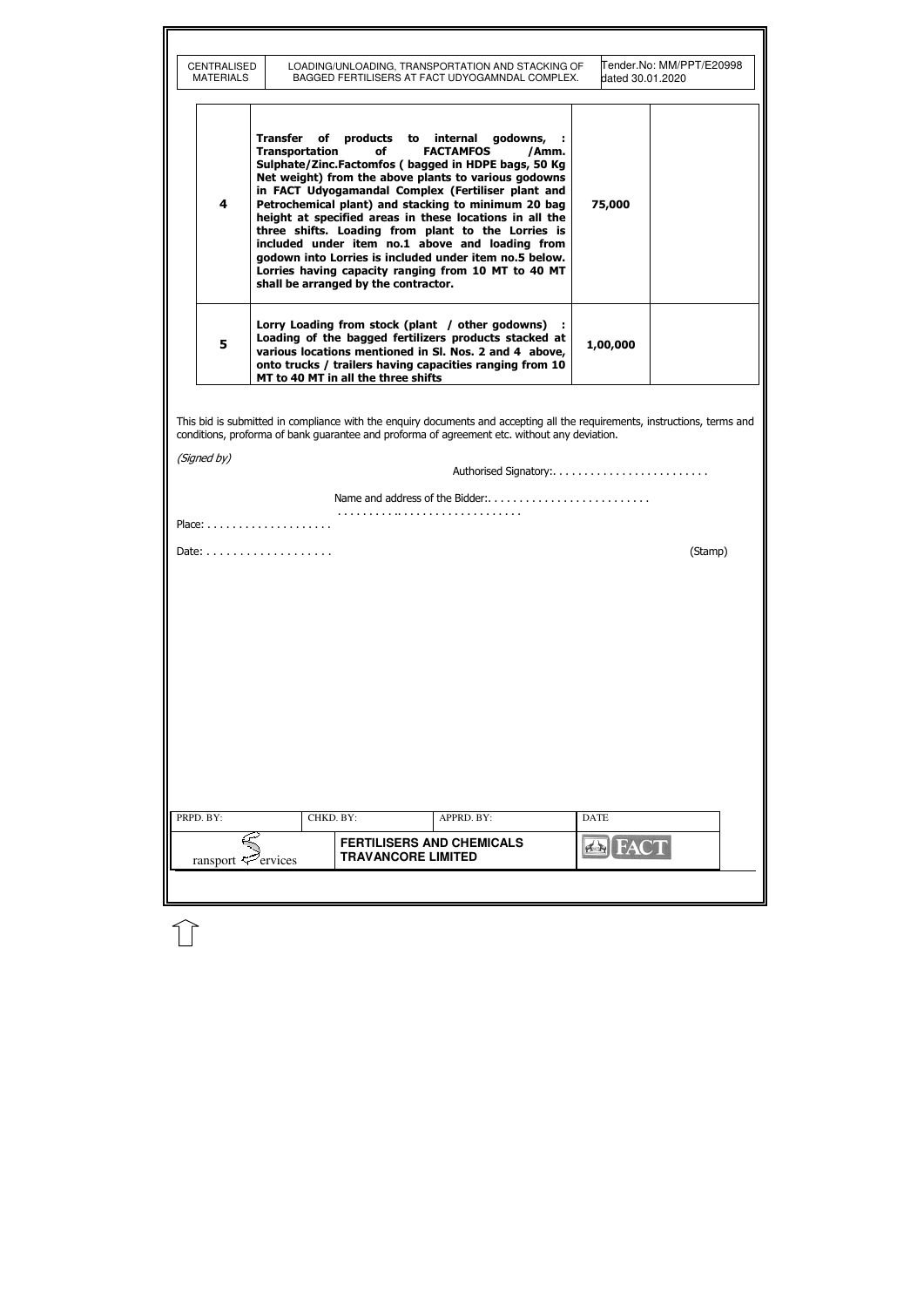| 4 | **Transfer of products to internal godowns, : Transportation of FACTAMFOS /Amm. Sulphate/Zinc.Factomfos ( bagged in HDPE bags, 50 Kg Net weight) from the above plants to various godowns in FACT Udyogamandal Complex (Fertiliser plant and Petrochemical plant) and stacking to minimum 20 bag height at specified areas in these locations in all the three shifts. Loading from plant to the Lorries is included under item no.1 above and loading from godown into Lorries is included under item no.5 below. Lorries having capacity ranging from 10 MT to 40 MT shall be arranged by the contractor.** | **75,000** | |
|---|---|---|---|
| 5 | **Lorry Loading from stock (plant / other godowns) : Loading of the bagged fertilizers products stacked at various locations mentioned in Sl. Nos. 2 and 4 above, onto trucks / trailers having capacities ranging from 10 MT to 40 MT in all the three shifts** | **1,00,000** | |

This bid is submitted in compliance with the enquiry documents and accepting all the requirements, instructions, terms and conditions, proforma of bank guarantee and proforma of agreement etc. without any deviation.

*(Signed by)*

Authorised Signatory:. . . . . . . . . . . . . . . . . . . . . . . . .

Name and address of the Bidder:. . . . . . . . . . . . . . . . . . . . . . . . . .

. . . . . . . . . . .. . . . . . . . . . . . . . . . . . . .

Place: . . . . . . . . . . . . . . . . . . . .

Date: . . . . . . . . . . . . . . . . . . . (Stamp)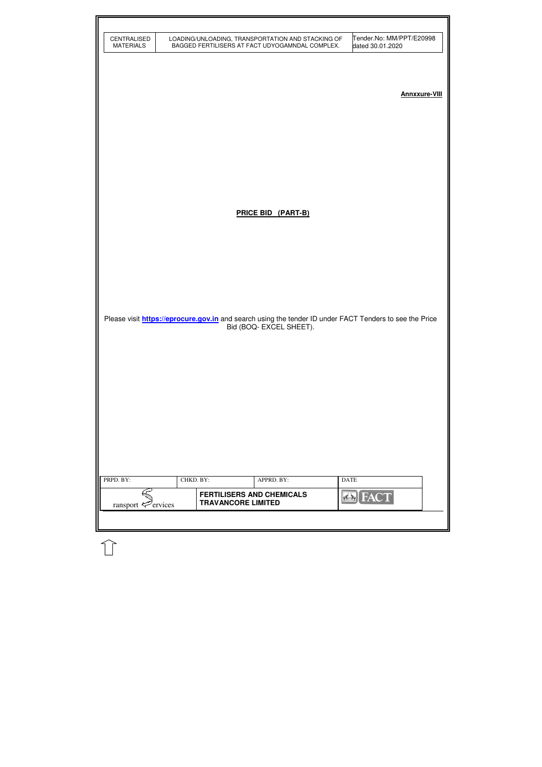**Annxxure-VIII**

**PRICE BID (PART-B)**

Please visit **https://eprocure.gov.in** and search using the tender ID under FACT Tenders to see the Price Bid (BOQ- EXCEL SHEET).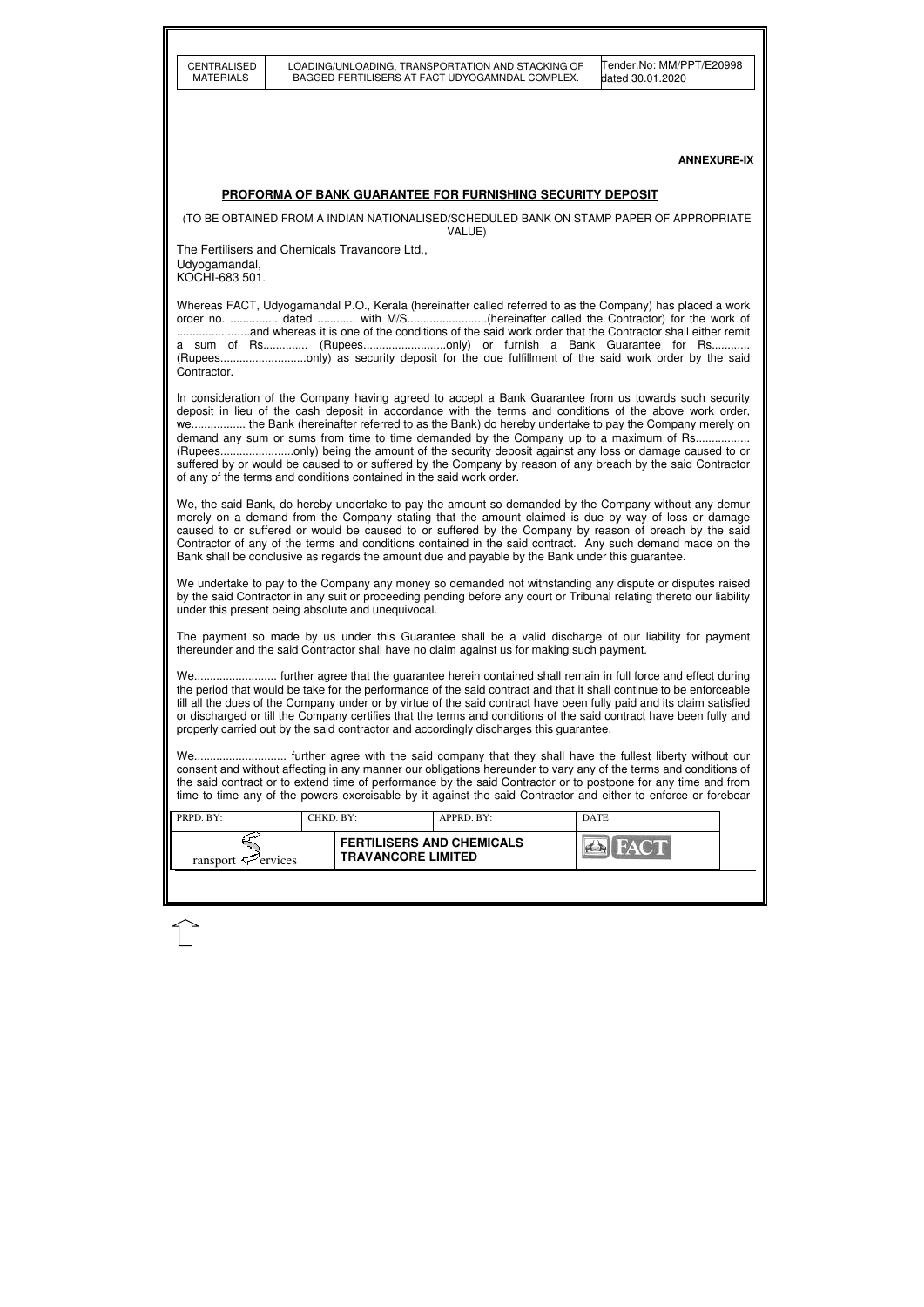**ANNEXURE-IX**

## PROFORMA OF BANK GUARANTEE FOR FURNISHING SECURITY DEPOSIT

(TO BE OBTAINED FROM A INDIAN NATIONALISED/SCHEDULED BANK ON STAMP PAPER OF APPROPRIATE VALUE)

The Fertilisers and Chemicals Travancore Ltd.,
Udyogamandal,
KOCHI-683 501.

Whereas FACT, Udyogamandal P.O., Kerala (hereinafter called referred to as the Company) has placed a work order no. ............... dated ............ with M/S.........................(hereinafter called the Contractor) for the work of .......................and whereas it is one of the conditions of the said work order that the Contractor shall either remit a sum of Rs.............. (Rupees..........................only) or furnish a Bank Guarantee for Rs............ (Rupees...........................only) as security deposit for the due fulfillment of the said work order by the said Contractor.

In consideration of the Company having agreed to accept a Bank Guarantee from us towards such security deposit in lieu of the cash deposit in accordance with the terms and conditions of the above work order, we................. the Bank (hereinafter referred to as the Bank) do hereby undertake to pay the Company merely on demand any sum or sums from time to time demanded by the Company up to a maximum of Rs................. (Rupees.......................only) being the amount of the security deposit against any loss or damage caused to or suffered by or would be caused to or suffered by the Company by reason of any breach by the said Contractor of any of the terms and conditions contained in the said work order.

We, the said Bank, do hereby undertake to pay the amount so demanded by the Company without any demur merely on a demand from the Company stating that the amount claimed is due by way of loss or damage caused to or suffered or would be caused to or suffered by the Company by reason of breach by the said Contractor of any of the terms and conditions contained in the said contract. Any such demand made on the Bank shall be conclusive as regards the amount due and payable by the Bank under this guarantee.

We undertake to pay to the Company any money so demanded not withstanding any dispute or disputes raised by the said Contractor in any suit or proceeding pending before any court or Tribunal relating thereto our liability under this present being absolute and unequivocal.

The payment so made by us under this Guarantee shall be a valid discharge of our liability for payment thereunder and the said Contractor shall have no claim against us for making such payment.

We.......................... further agree that the guarantee herein contained shall remain in full force and effect during the period that would be take for the performance of the said contract and that it shall continue to be enforceable till all the dues of the Company under or by virtue of the said contract have been fully paid and its claim satisfied or discharged or till the Company certifies that the terms and conditions of the said contract have been fully and properly carried out by the said contractor and accordingly discharges this guarantee.

We............................. further agree with the said company that they shall have the fullest liberty without our consent and without affecting in any manner our obligations hereunder to vary any of the terms and conditions of the said contract or to extend time of performance by the said Contractor or to postpone for any time and from time to time any of the powers exercisable by it against the said Contractor and either to enforce or forebear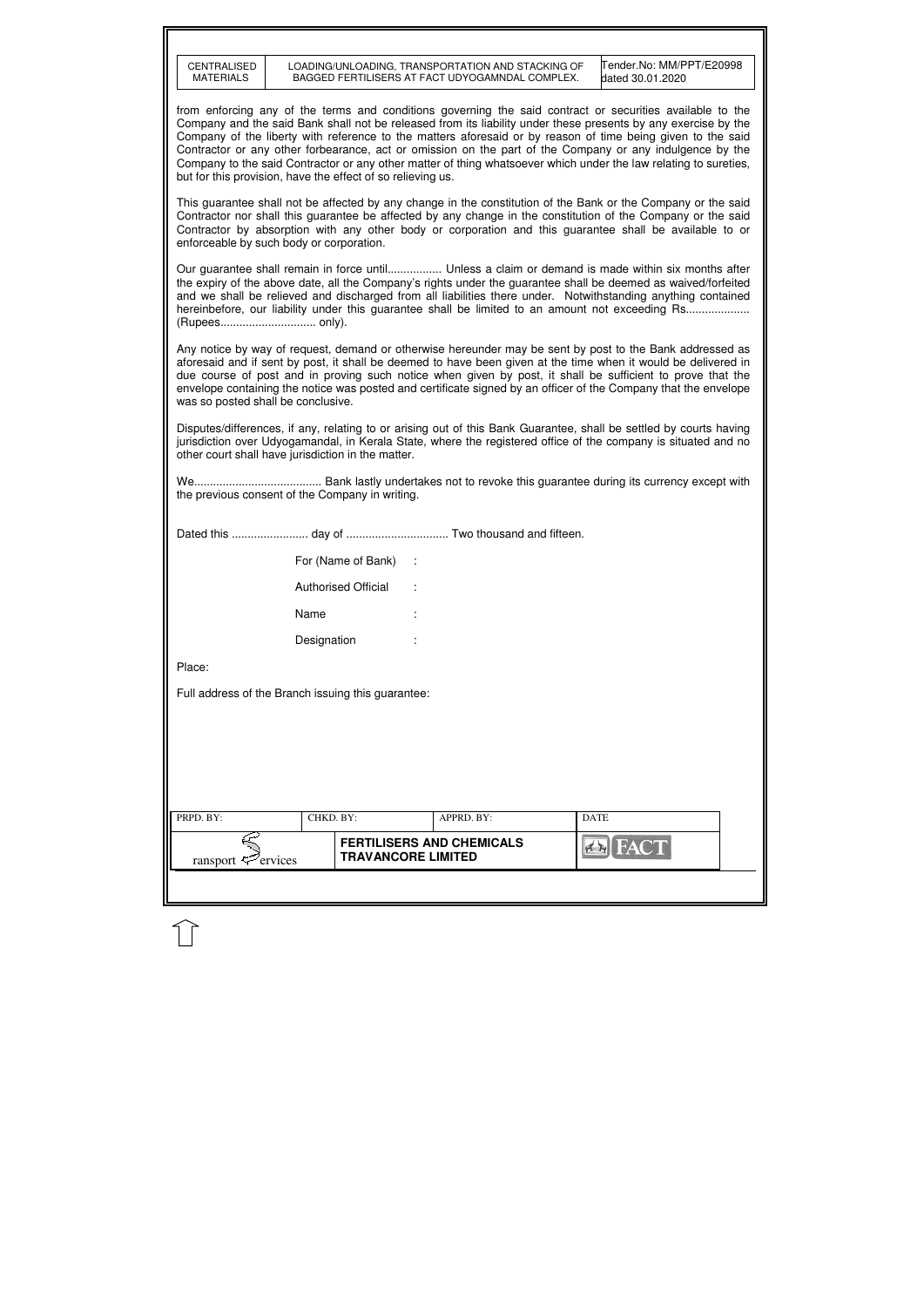from enforcing any of the terms and conditions governing the said contract or securities available to the Company and the said Bank shall not be released from its liability under these presents by any exercise by the Company of the liberty with reference to the matters aforesaid or by reason of time being given to the said Contractor or any other forbearance, act or omission on the part of the Company or any indulgence by the Company to the said Contractor or any other matter of thing whatsoever which under the law relating to sureties, but for this provision, have the effect of so relieving us.

This guarantee shall not be affected by any change in the constitution of the Bank or the Company or the said Contractor nor shall this guarantee be affected by any change in the constitution of the Company or the said Contractor by absorption with any other body or corporation and this guarantee shall be available to or enforceable by such body or corporation.

Our guarantee shall remain in force until................. Unless a claim or demand is made within six months after the expiry of the above date, all the Company's rights under the guarantee shall be deemed as waived/forfeited and we shall be relieved and discharged from all liabilities there under. Notwithstanding anything contained hereinbefore, our liability under this guarantee shall be limited to an amount not exceeding Rs.................... (Rupees.............................. only).

Any notice by way of request, demand or otherwise hereunder may be sent by post to the Bank addressed as aforesaid and if sent by post, it shall be deemed to have been given at the time when it would be delivered in due course of post and in proving such notice when given by post, it shall be sufficient to prove that the envelope containing the notice was posted and certificate signed by an officer of the Company that the envelope was so posted shall be conclusive.

Disputes/differences, if any, relating to or arising out of this Bank Guarantee, shall be settled by courts having jurisdiction over Udyogamandal, in Kerala State, where the registered office of the company is situated and no other court shall have jurisdiction in the matter.

We........................................ Bank lastly undertakes not to revoke this guarantee during its currency except with the previous consent of the Company in writing.

Dated this ........................ day of ................................ Two thousand and fifteen.

For (Name of Bank) :

Authorised Official :

Name :

Designation :

Place:

Full address of the Branch issuing this guarantee: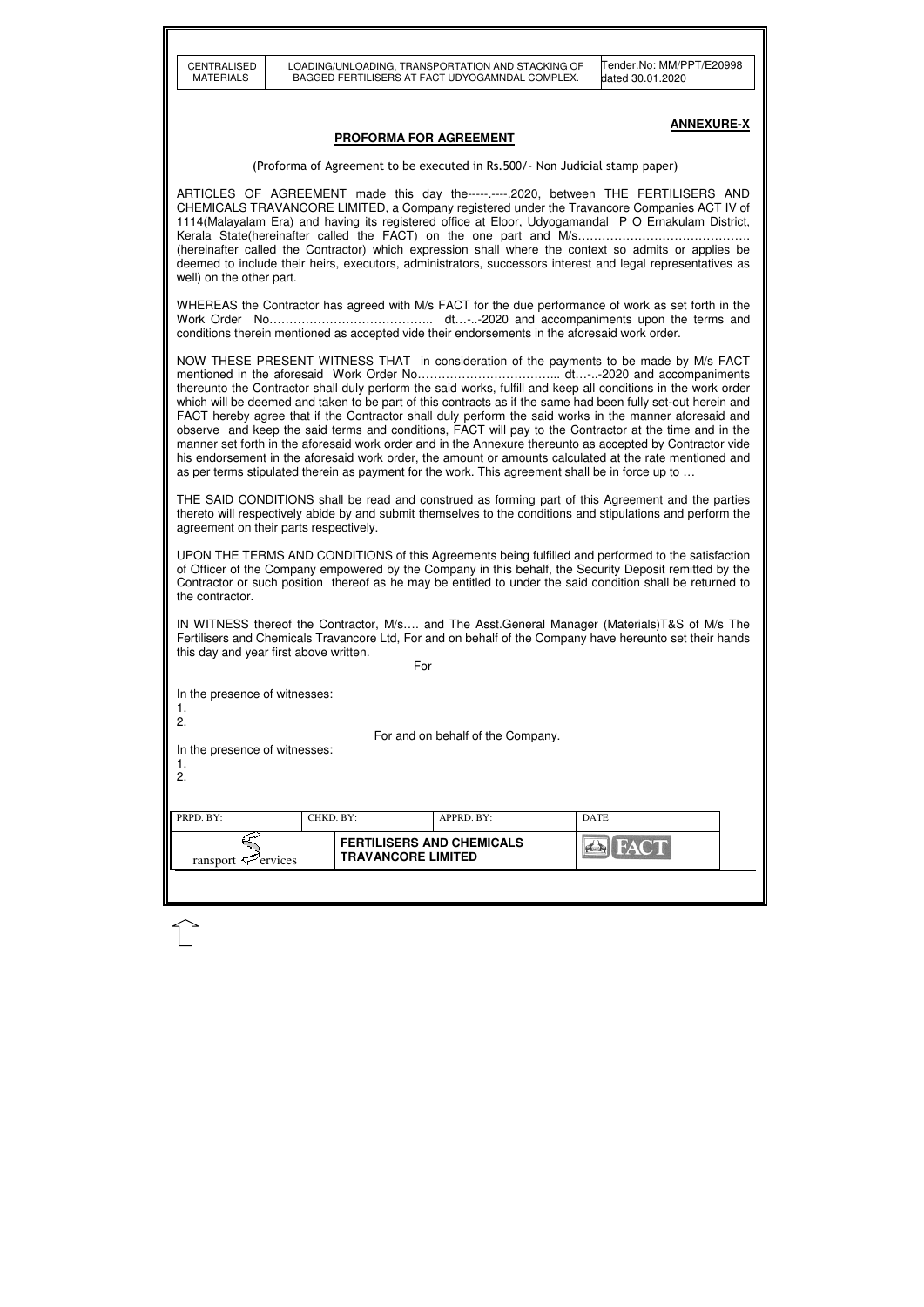**ANNEXURE-X**

## PROFORMA FOR AGREEMENT

(Proforma of Agreement to be executed in Rs.500/- Non Judicial stamp paper)

ARTICLES OF AGREEMENT made this day the-----.----.2020, between THE FERTILISERS AND CHEMICALS TRAVANCORE LIMITED, a Company registered under the Travancore Companies ACT IV of 1114(Malayalam Era) and having its registered office at Eloor, Udyogamandal P O Ernakulam District, Kerala State(hereinafter called the FACT) on the one part and M/s……………………………………. (hereinafter called the Contractor) which expression shall where the context so admits or applies be deemed to include their heirs, executors, administrators, successors interest and legal representatives as well) on the other part.

WHEREAS the Contractor has agreed with M/s FACT for the due performance of work as set forth in the Work Order No………………………………….. dt…-..-2020 and accompaniments upon the terms and conditions therein mentioned as accepted vide their endorsements in the aforesaid work order.

NOW THESE PRESENT WITNESS THAT in consideration of the payments to be made by M/s FACT mentioned in the aforesaid Work Order No…………………………….. dt…-..-2020 and accompaniments thereunto the Contractor shall duly perform the said works, fulfill and keep all conditions in the work order which will be deemed and taken to be part of this contracts as if the same had been fully set-out herein and FACT hereby agree that if the Contractor shall duly perform the said works in the manner aforesaid and observe and keep the said terms and conditions, FACT will pay to the Contractor at the time and in the manner set forth in the aforesaid work order and in the Annexure thereunto as accepted by Contractor vide his endorsement in the aforesaid work order, the amount or amounts calculated at the rate mentioned and as per terms stipulated therein as payment for the work. This agreement shall be in force up to …

THE SAID CONDITIONS shall be read and construed as forming part of this Agreement and the parties thereto will respectively abide by and submit themselves to the conditions and stipulations and perform the agreement on their parts respectively.

UPON THE TERMS AND CONDITIONS of this Agreements being fulfilled and performed to the satisfaction of Officer of the Company empowered by the Company in this behalf, the Security Deposit remitted by the Contractor or such position thereof as he may be entitled to under the said condition shall be returned to the contractor.

IN WITNESS thereof the Contractor, M/s…. and The Asst.General Manager (Materials)T&S of M/s The Fertilisers and Chemicals Travancore Ltd, For and on behalf of the Company have hereunto set their hands this day and year first above written.

For

In the presence of witnesses:
1.
2.

For and on behalf of the Company.

In the presence of witnesses:
1.
2.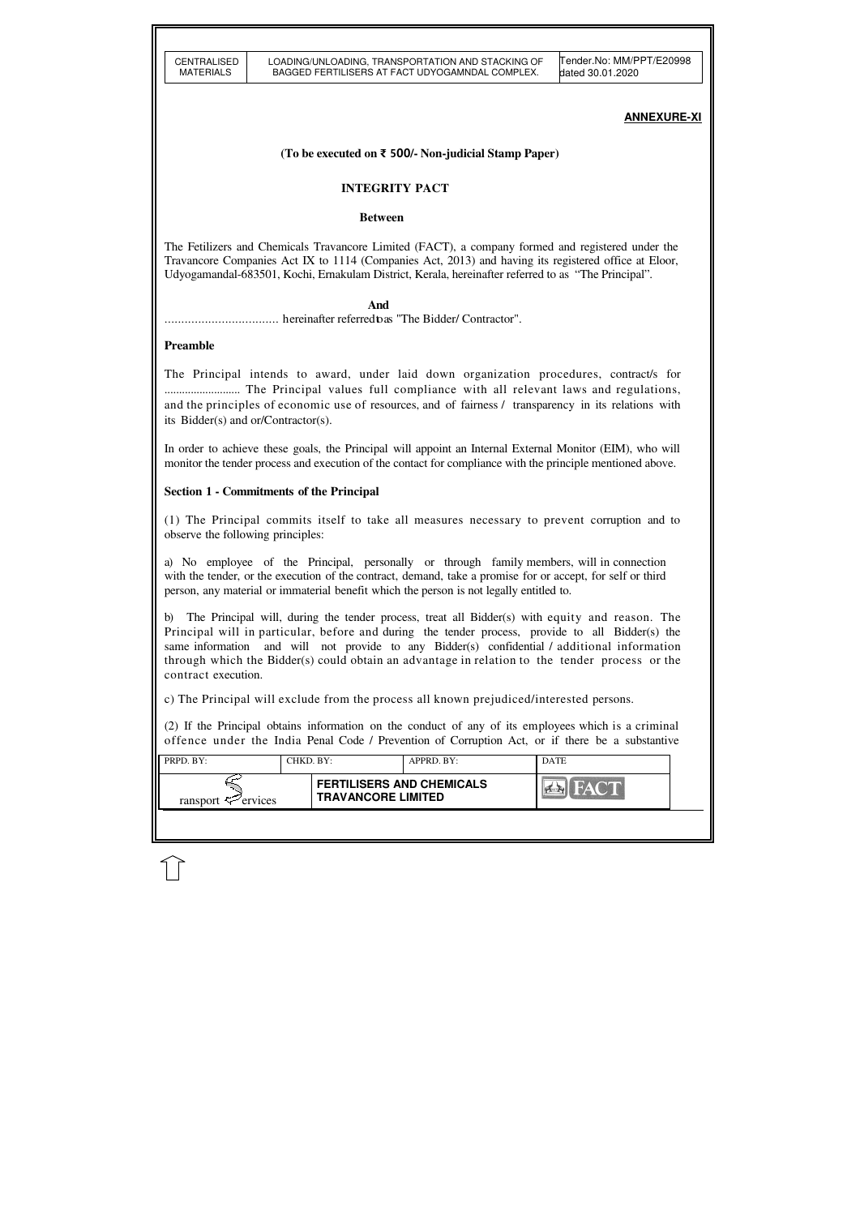**ANNEXURE-XI**

**(To be executed on ₹ 500/- Non-judicial Stamp Paper)**

**INTEGRITY PACT**

**Between**

The Fetilizers and Chemicals Travancore Limited (FACT), a company formed and registered under the Travancore Companies Act IX to 1114 (Companies Act, 2013) and having its registered office at Eloor, Udyogamandal-683501, Kochi, Ernakulam District, Kerala, hereinafter referred to as "The Principal".

**And**

.................................. hereinafter referred to as "The Bidder/ Contractor".

**Preamble**

The Principal intends to award, under laid down organization procedures, contract/s for .......................... The Principal values full compliance with all relevant laws and regulations, and the principles of economic use of resources, and of fairness / transparency in its relations with its Bidder(s) and or/Contractor(s).

In order to achieve these goals, the Principal will appoint an Internal External Monitor (EIM), who will monitor the tender process and execution of the contact for compliance with the principle mentioned above.

**Section 1 - Commitments of the Principal**

(1) The Principal commits itself to take all measures necessary to prevent corruption and to observe the following principles:

a) No employee of the Principal, personally or through family members, will in connection with the tender, or the execution of the contract, demand, take a promise for or accept, for self or third person, any material or immaterial benefit which the person is not legally entitled to.

b) The Principal will, during the tender process, treat all Bidder(s) with equity and reason. The Principal will in particular, before and during the tender process, provide to all Bidder(s) the same information and will not provide to any Bidder(s) confidential / additional information through which the Bidder(s) could obtain an advantage in relation to the tender process or the contract execution.

c) The Principal will exclude from the process all known prejudiced/interested persons.

(2) If the Principal obtains information on the conduct of any of its employees which is a criminal offence under the India Penal Code / Prevention of Corruption Act, or if there be a substantive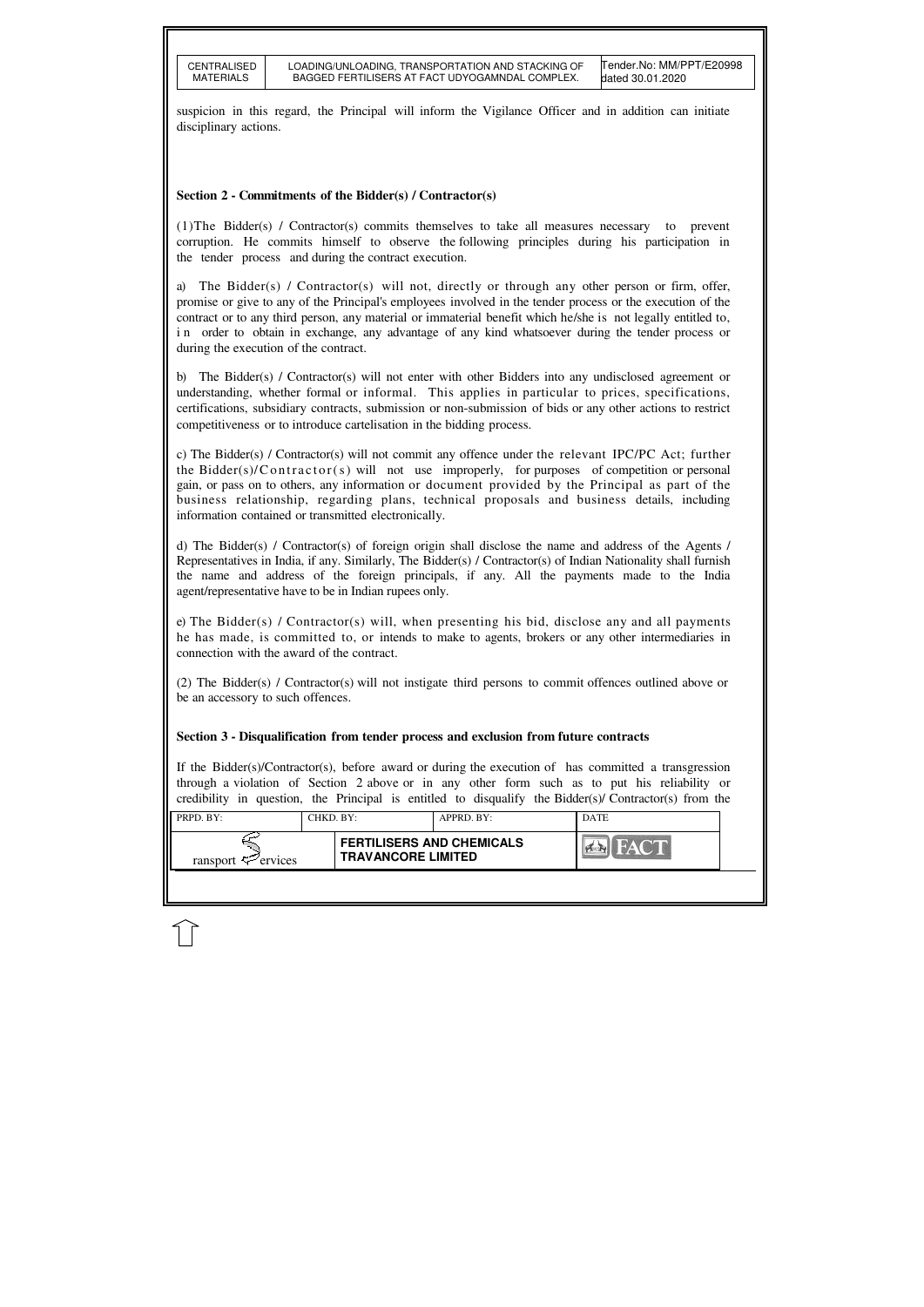suspicion in this regard, the Principal will inform the Vigilance Officer and in addition can initiate disciplinary actions.

**Section 2 - Commitments of the Bidder(s) / Contractor(s)**

(1)The Bidder(s) / Contractor(s) commits themselves to take all measures necessary to prevent corruption. He commits himself to observe the following principles during his participation in the tender process and during the contract execution.

a) The Bidder(s) / Contractor(s) will not, directly or through any other person or firm, offer, promise or give to any of the Principal's employees involved in the tender process or the execution of the contract or to any third person, any material or immaterial benefit which he/she is not legally entitled to, in order to obtain in exchange, any advantage of any kind whatsoever during the tender process or during the execution of the contract.

b) The Bidder(s) / Contractor(s) will not enter with other Bidders into any undisclosed agreement or understanding, whether formal or informal. This applies in particular to prices, specifications, certifications, subsidiary contracts, submission or non-submission of bids or any other actions to restrict competitiveness or to introduce cartelisation in the bidding process.

c) The Bidder(s) / Contractor(s) will not commit any offence under the relevant IPC/PC Act; further the Bidder(s)/Contractor(s) will not use improperly, for purposes of competition or personal gain, or pass on to others, any information or document provided by the Principal as part of the business relationship, regarding plans, technical proposals and business details, including information contained or transmitted electronically.

d) The Bidder(s) / Contractor(s) of foreign origin shall disclose the name and address of the Agents / Representatives in India, if any. Similarly, The Bidder(s) / Contractor(s) of Indian Nationality shall furnish the name and address of the foreign principals, if any. All the payments made to the India agent/representative have to be in Indian rupees only.

e) The Bidder(s) / Contractor(s) will, when presenting his bid, disclose any and all payments he has made, is committed to, or intends to make to agents, brokers or any other intermediaries in connection with the award of the contract.

(2) The Bidder(s) / Contractor(s) will not instigate third persons to commit offences outlined above or be an accessory to such offences.

**Section 3 - Disqualification from tender process and exclusion from future contracts**

If the Bidder(s)/Contractor(s), before award or during the execution of has committed a transgression through a violation of Section 2 above or in any other form such as to put his reliability or credibility in question, the Principal is entitled to disqualify the Bidder(s)/ Contractor(s) from the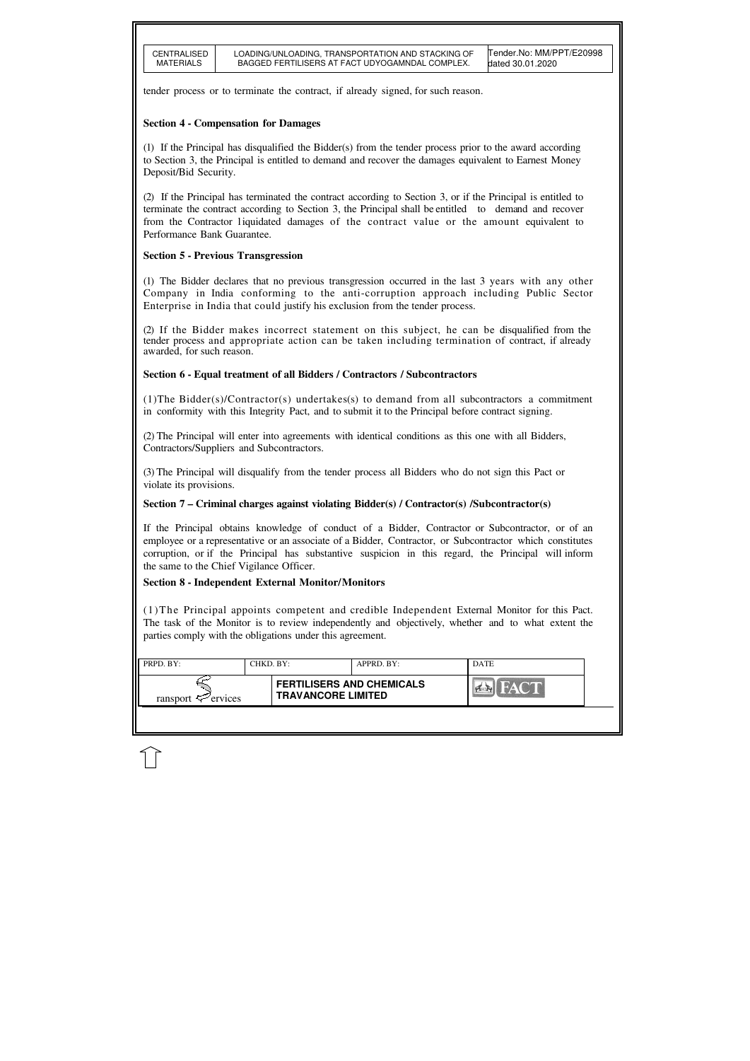tender process or to terminate the contract, if already signed, for such reason.

**Section 4 - Compensation for Damages**

(1) If the Principal has disqualified the Bidder(s) from the tender process prior to the award according to Section 3, the Principal is entitled to demand and recover the damages equivalent to Earnest Money Deposit/Bid Security.

(2) If the Principal has terminated the contract according to Section 3, or if the Principal is entitled to terminate the contract according to Section 3, the Principal shall be entitled to demand and recover from the Contractor liquidated damages of the contract value or the amount equivalent to Performance Bank Guarantee.

**Section 5 - Previous Transgression**

(1) The Bidder declares that no previous transgression occurred in the last 3 years with any other Company in India conforming to the anti-corruption approach including Public Sector Enterprise in India that could justify his exclusion from the tender process.

(2) If the Bidder makes incorrect statement on this subject, he can be disqualified from the tender process and appropriate action can be taken including termination of contract, if already awarded, for such reason.

**Section 6 - Equal treatment of all Bidders / Contractors / Subcontractors**

(1)The Bidder(s)/Contractor(s) undertakes(s) to demand from all subcontractors a commitment in conformity with this Integrity Pact, and to submit it to the Principal before contract signing.

(2) The Principal will enter into agreements with identical conditions as this one with all Bidders, Contractors/Suppliers and Subcontractors.

(3) The Principal will disqualify from the tender process all Bidders who do not sign this Pact or violate its provisions.

**Section 7 – Criminal charges against violating Bidder(s) / Contractor(s) /Subcontractor(s)**

If the Principal obtains knowledge of conduct of a Bidder, Contractor or Subcontractor, or of an employee or a representative or an associate of a Bidder, Contractor, or Subcontractor which constitutes corruption, or if the Principal has substantive suspicion in this regard, the Principal will inform the same to the Chief Vigilance Officer.

**Section 8 - Independent External Monitor/Monitors**

(1)The Principal appoints competent and credible Independent External Monitor for this Pact. The task of the Monitor is to review independently and objectively, whether and to what extent the parties comply with the obligations under this agreement.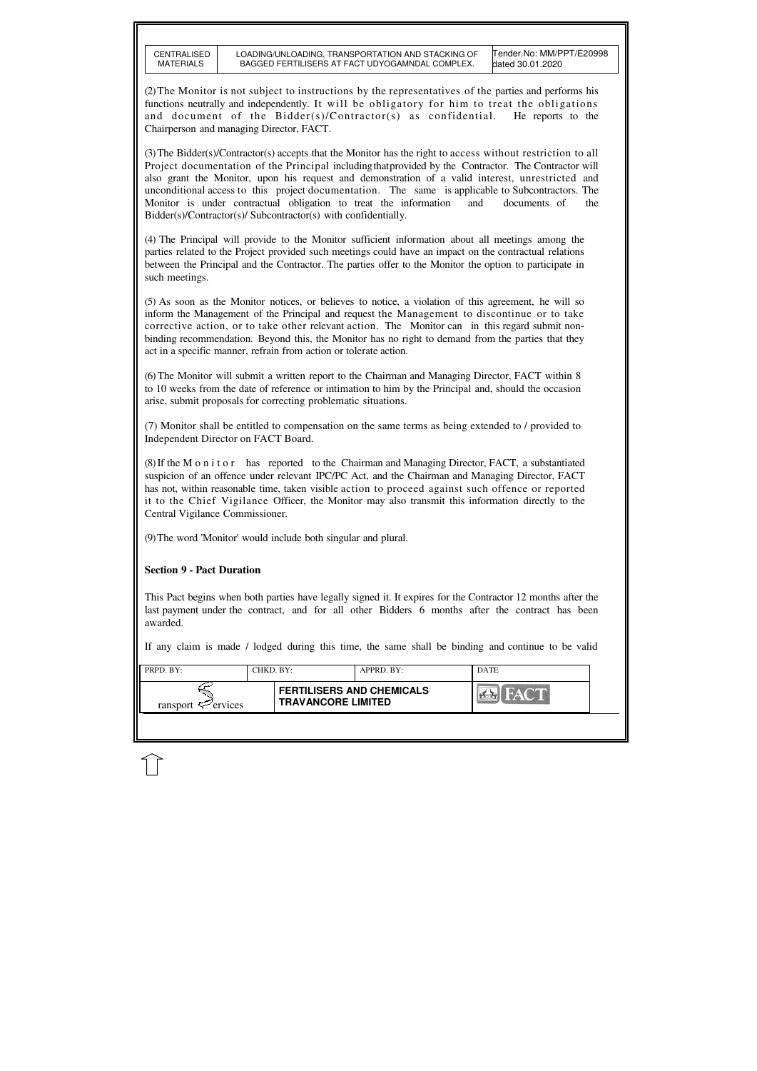(2) The Monitor is not subject to instructions by the representatives of the parties and performs his functions neutrally and independently. It will be obligatory for him to treat the obligations and document of the Bidder(s)/Contractor(s) as confidential. He reports to the Chairperson and managing Director, FACT.

(3) The Bidder(s)/Contractor(s) accepts that the Monitor has the right to access without restriction to all Project documentation of the Principal including that provided by the Contractor. The Contractor will also grant the Monitor, upon his request and demonstration of a valid interest, unrestricted and unconditional access to this project documentation. The same is applicable to Subcontractors. The Monitor is under contractual obligation to treat the information and documents of the Bidder(s)/Contractor(s)/ Subcontractor(s) with confidentially.

(4) The Principal will provide to the Monitor sufficient information about all meetings among the parties related to the Project provided such meetings could have an impact on the contractual relations between the Principal and the Contractor. The parties offer to the Monitor the option to participate in such meetings.

(5) As soon as the Monitor notices, or believes to notice, a violation of this agreement, he will so inform the Management of the Principal and request the Management to discontinue or to take corrective action, or to take other relevant action. The Monitor can in this regard submit non-binding recommendation. Beyond this, the Monitor has no right to demand from the parties that they act in a specific manner, refrain from action or tolerate action.

(6) The Monitor will submit a written report to the Chairman and Managing Director, FACT within 8 to 10 weeks from the date of reference or intimation to him by the Principal and, should the occasion arise, submit proposals for correcting problematic situations.

(7) Monitor shall be entitled to compensation on the same terms as being extended to / provided to Independent Director on FACT Board.

(8) If the Monitor has reported to the Chairman and Managing Director, FACT, a substantiated suspicion of an offence under relevant IPC/PC Act, and the Chairman and Managing Director, FACT has not, within reasonable time, taken visible action to proceed against such offence or reported it to the Chief Vigilance Officer, the Monitor may also transmit this information directly to the Central Vigilance Commissioner.

(9) The word 'Monitor' would include both singular and plural.

**Section 9 - Pact Duration**

This Pact begins when both parties have legally signed it. It expires for the Contractor 12 months after the last payment under the contract, and for all other Bidders 6 months after the contract has been awarded.

If any claim is made / lodged during this time, the same shall be binding and continue to be valid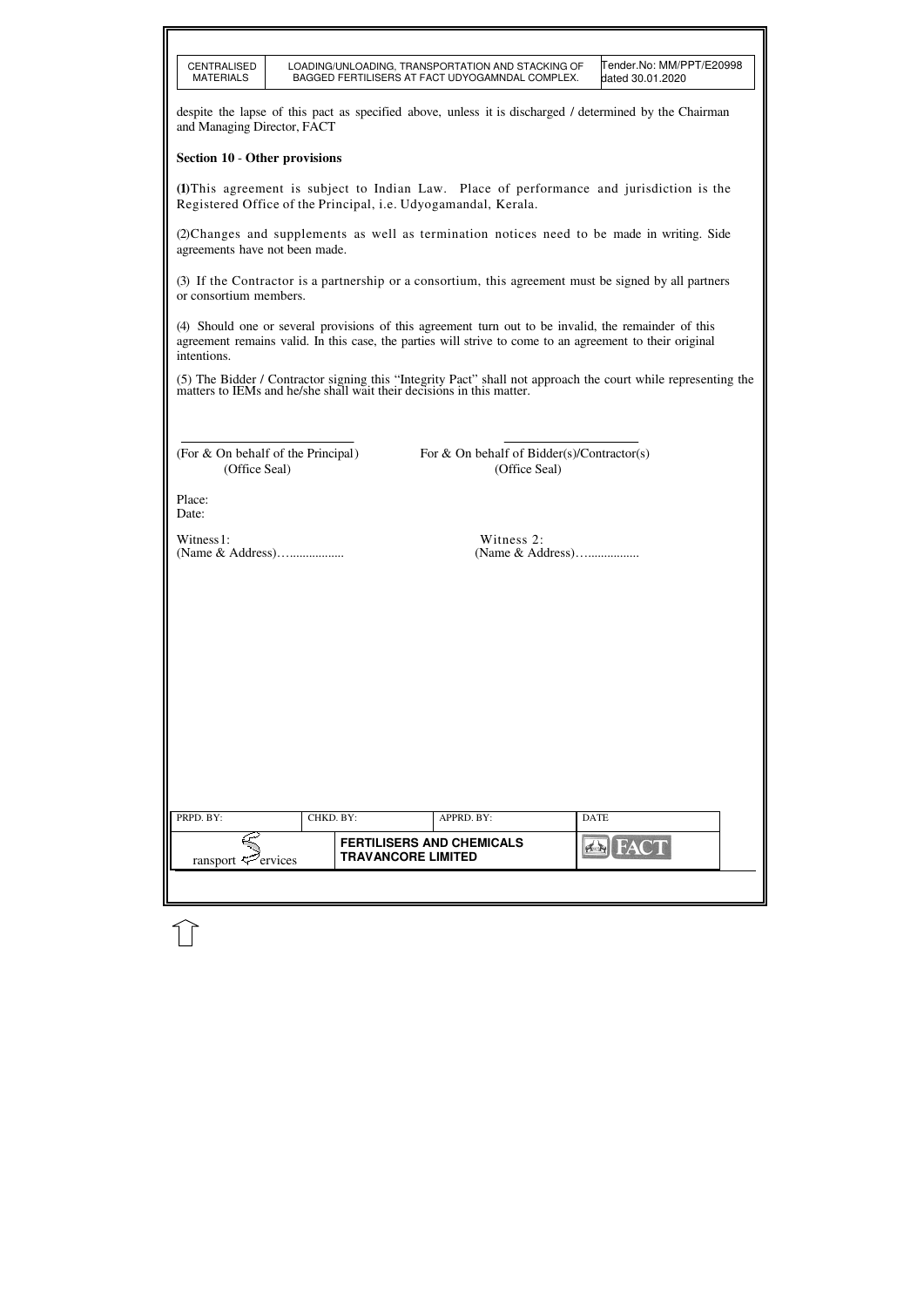despite the lapse of this pact as specified above, unless it is discharged / determined by the Chairman and Managing Director, FACT

**Section 10** - **Other provisions**

**(1)**This agreement is subject to Indian Law. Place of performance and jurisdiction is the Registered Office of the Principal, i.e. Udyogamandal, Kerala.

(2)Changes and supplements as well as termination notices need to be made in writing. Side agreements have not been made.

(3) If the Contractor is a partnership or a consortium, this agreement must be signed by all partners or consortium members.

(4) Should one or several provisions of this agreement turn out to be invalid, the remainder of this agreement remains valid. In this case, the parties will strive to come to an agreement to their original intentions.

(5) The Bidder / Contractor signing this "Integrity Pact" shall not approach the court while representing the matters to IEMs and he/she shall wait their decisions in this matter.

| | |
|---|---|
| ____________________________ | ______________________ |
| (For & On behalf of the Principal) | For & On behalf of Bidder(s)/Contractor(s) |
| (Office Seal) | (Office Seal) |

Place:
Date:

| | |
|---|---|
| Witness1: | Witness 2: |
| (Name & Address)….................. | (Name & Address)….................. |